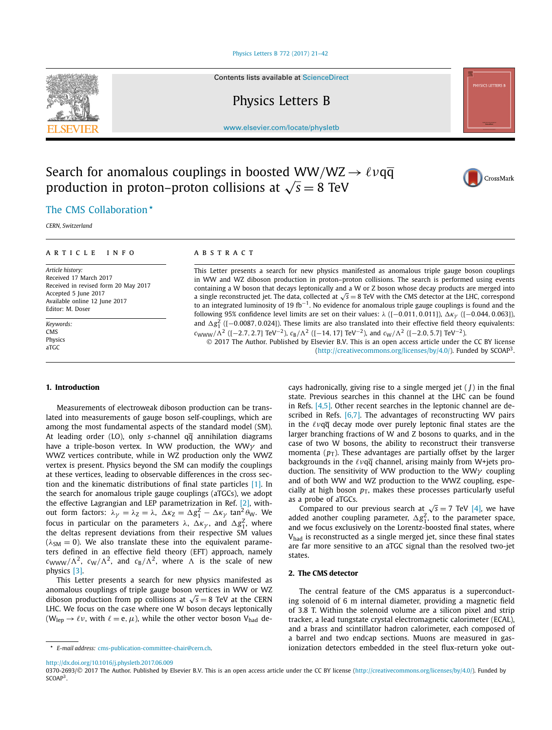Contents lists available at ScienceDirect

# Physics Letters B

www.elsevier.com/locate/physletb

# Search for anomalous couplings in boosted $WW/WZ \to \ell\nu q\bar{q}$ production in proton–proton collisions at $\sqrt{s} = 8$ TeV

The CMS Collaboration *

*CERN, Switzerland*

**ARTICLE INFO**

*Article history:*
Received 17 March 2017
Received in revised form 20 May 2017
Accepted 5 June 2017
Available online 12 June 2017
Editor: M. Doser

*Keywords:*
CMS
Physics
aTGC

**ABSTRACT**

This Letter presents a search for new physics manifested as anomalous triple gauge boson couplings in WW and WZ diboson production in proton–proton collisions. The search is performed using events containing a W boson that decays leptonically and a W or Z boson whose decay products are merged into a single reconstructed jet. The data, collected at $\sqrt{s} = 8$ TeV with the CMS detector at the LHC, correspond to an integrated luminosity of 19 $\text{fb}^{-1}$. No evidence for anomalous triple gauge couplings is found and the following 95% confidence level limits are set on their values: $\lambda$ ([−0.011, 0.011]), $\Delta\kappa_\gamma$ ([−0.044, 0.063]), and $\Delta g_1^Z$ ([−0.0087, 0.024]). These limits are also translated into their effective field theory equivalents: $c_{WWW}/\Lambda^2$ ([−2.7, 2.7] $\text{TeV}^{-2}$), $c_B/\Lambda^2$ ([−14, 17] $\text{TeV}^{-2}$), and $c_W/\Lambda^2$ ([−2.0, 5.7] $\text{TeV}^{-2}$).

© 2017 The Author. Published by Elsevier B.V. This is an open access article under the CC BY license (http://creativecommons.org/licenses/by/4.0/). Funded by SCOAP[3].

## 1. Introduction

Measurements of electroweak diboson production can be translated into measurements of gauge boson self-couplings, which are among the most fundamental aspects of the standard model (SM). At leading order (LO), only $s$-channel $q\bar{q}$ annihilation diagrams have a triple-boson vertex. In WW production, the WW$\gamma$ and WWZ vertices contribute, while in WZ production only the WWZ vertex is present. Physics beyond the SM can modify the couplings at these vertices, leading to observable differences in the cross section and the kinematic distributions of final state particles [1]. In the search for anomalous triple gauge couplings (aTGCs), we adopt the effective Lagrangian and LEP parametrization in Ref. [2], without form factors: $\lambda_\gamma = \lambda_Z = \lambda$, $\Delta\kappa_Z = \Delta g_1^Z - \Delta\kappa_\gamma \tan^2\theta_W$. We focus in particular on the parameters $\lambda$, $\Delta\kappa_\gamma$, and $\Delta g_1^Z$, where the deltas represent deviations from their respective SM values ($\lambda_{SM} = 0$). We also translate these into the equivalent parameters defined in an effective field theory (EFT) approach, namely $c_{WWW}/\Lambda^2$, $c_W/\Lambda^2$, and $c_B/\Lambda^2$, where $\Lambda$ is the scale of new physics [3].

This Letter presents a search for new physics manifested as anomalous couplings of triple gauge boson vertices in WW or WZ diboson production from pp collisions at $\sqrt{s} = 8$ TeV at the CERN LHC. We focus on the case where one W boson decays leptonically ($W_{lep} \to \ell\nu$, with $\ell = e, \mu$), while the other vector boson $V_{had}$ decays hadronically, giving rise to a single merged jet (J) in the final state. Previous searches in this channel at the LHC can be found in Refs. [4,5]. Other recent searches in the leptonic channel are described in Refs. [6,7]. The advantages of reconstructing WV pairs in the $\ell\nu q\bar{q}$ decay mode over purely leptonic final states are the larger branching fractions of W and Z bosons to quarks, and in the case of two W bosons, the ability to reconstruct their transverse momenta ($p_T$). These advantages are partially offset by the larger backgrounds in the $\ell\nu q\bar{q}$ channel, arising mainly from W+jets production. The sensitivity of WW production to the WW$\gamma$ coupling and of both WW and WZ production to the WWZ coupling, especially at high boson $p_T$, makes these processes particularly useful as a probe of aTGCs.

Compared to our previous search at $\sqrt{s} = 7$ TeV [4], we have added another coupling parameter, $\Delta g_1^Z$, to the parameter space, and we focus exclusively on the Lorentz-boosted final states, where $V_{had}$ is reconstructed as a single merged jet, since these final states are far more sensitive to an aTGC signal than the resolved two-jet states.

## 2. The CMS detector

The central feature of the CMS apparatus is a superconducting solenoid of 6 m internal diameter, providing a magnetic field of 3.8 T. Within the solenoid volume are a silicon pixel and strip tracker, a lead tungstate crystal electromagnetic calorimeter (ECAL), and a brass and scintillator hadron calorimeter, each composed of a barrel and two endcap sections. Muons are measured in gas-ionization detectors embedded in the steel flux-return yoke out-

* *E-mail address:* cms-publication-committee-chair@cern.ch.

http://dx.doi.org/10.1016/j.physletb.2017.06.009
0370-2693/© 2017 The Author. Published by Elsevier B.V. This is an open access article under the CC BY license (http://creativecommons.org/licenses/by/4.0/). Funded by SCOAP[3].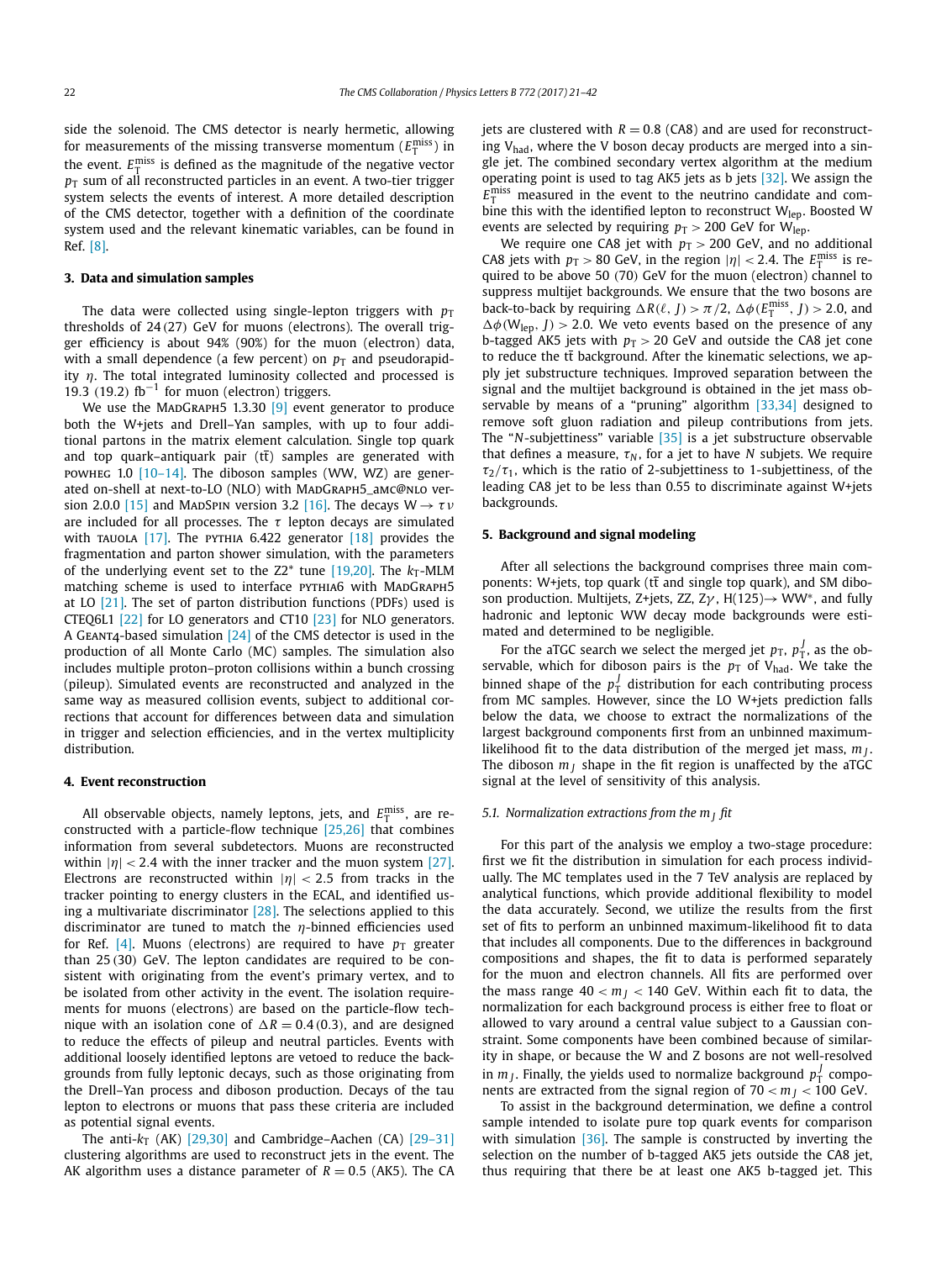side the solenoid. The CMS detector is nearly hermetic, allowing for measurements of the missing transverse momentum ($E_T^{miss}$) in the event. $E_T^{miss}$ is defined as the magnitude of the negative vector $p_T$ sum of all reconstructed particles in an event. A two-tier trigger system selects the events of interest. A more detailed description of the CMS detector, together with a definition of the coordinate system used and the relevant kinematic variables, can be found in Ref. [8].

## 3. Data and simulation samples

The data were collected using single-lepton triggers with $p_T$ thresholds of 24 (27) GeV for muons (electrons). The overall trigger efficiency is about 94% (90%) for the muon (electron) data, with a small dependence (a few percent) on $p_T$ and pseudorapidity $\eta$. The total integrated luminosity collected and processed is 19.3 (19.2) fb$^{-1}$ for muon (electron) triggers.

We use the MadGraph5 1.3.30 [9] event generator to produce both the W+jets and Drell–Yan samples, with up to four additional partons in the matrix element calculation. Single top quark and top quark–antiquark pair ($t\bar{t}$) samples are generated with powheg 1.0 [10–14]. The diboson samples (WW, WZ) are generated on-shell at next-to-LO (NLO) with MadGraph5_amc@nlo version 2.0.0 [15] and MadSpin version 3.2 [16]. The decays $W \to \tau\nu$ are included for all processes. The $\tau$ lepton decays are simulated with tauola [17]. The pythia 6.422 generator [18] provides the fragmentation and parton shower simulation, with the parameters of the underlying event set to the Z2* tune [19,20]. The $k_T$-MLM matching scheme is used to interface pythia6 with MadGraph5 at LO [21]. The set of parton distribution functions (PDFs) used is CTEQ6L1 [22] for LO generators and CT10 [23] for NLO generators. A Geant4-based simulation [24] of the CMS detector is used in the production of all Monte Carlo (MC) samples. The simulation also includes multiple proton–proton collisions within a bunch crossing (pileup). Simulated events are reconstructed and analyzed in the same way as measured collision events, subject to additional corrections that account for differences between data and simulation in trigger and selection efficiencies, and in the vertex multiplicity distribution.

## 4. Event reconstruction

All observable objects, namely leptons, jets, and $E_T^{miss}$, are reconstructed with a particle-flow technique [25,26] that combines information from several subdetectors. Muons are reconstructed within $|\eta| < 2.4$ with the inner tracker and the muon system [27]. Electrons are reconstructed within $|\eta| < 2.5$ from tracks in the tracker pointing to energy clusters in the ECAL, and identified using a multivariate discriminator [28]. The selections applied to this discriminator are tuned to match the $\eta$-binned efficiencies used for Ref. [4]. Muons (electrons) are required to have $p_T$ greater than 25 (30) GeV. The lepton candidates are required to be consistent with originating from the event's primary vertex, and to be isolated from other activity in the event. The isolation requirements for muons (electrons) are based on the particle-flow technique with an isolation cone of $\Delta R = 0.4$ (0.3), and are designed to reduce the effects of pileup and neutral particles. Events with additional loosely identified leptons are vetoed to reduce the backgrounds from fully leptonic decays, such as those originating from the Drell–Yan process and diboson production. Decays of the tau lepton to electrons or muons that pass these criteria are included as potential signal events.

The anti-$k_T$ (AK) [29,30] and Cambridge–Aachen (CA) [29–31] clustering algorithms are used to reconstruct jets in the event. The AK algorithm uses a distance parameter of $R = 0.5$ (AK5). The CA jets are clustered with $R = 0.8$ (CA8) and are used for reconstructing $V_{had}$, where the V boson decay products are merged into a single jet. The combined secondary vertex algorithm at the medium operating point is used to tag AK5 jets as b jets [32]. We assign the $E_T^{miss}$ measured in the event to the neutrino candidate and combine this with the identified lepton to reconstruct $W_{lep}$. Boosted W events are selected by requiring $p_T > 200$ GeV for $W_{lep}$.

We require one CA8 jet with $p_T > 200$ GeV, and no additional CA8 jets with $p_T > 80$ GeV, in the region $|\eta| < 2.4$. The $E_T^{miss}$ is required to be above 50 (70) GeV for the muon (electron) channel to suppress multijet backgrounds. We ensure that the two bosons are back-to-back by requiring $\Delta R(\ell, J) > \pi/2$, $\Delta\phi(E_T^{miss}, J) > 2.0$, and $\Delta\phi(W_{lep}, J) > 2.0$. We veto events based on the presence of any b-tagged AK5 jets with $p_T > 20$ GeV and outside the CA8 jet cone to reduce the $t\bar{t}$ background. After the kinematic selections, we apply jet substructure techniques. Improved separation between the signal and the multijet background is obtained in the jet mass observable by means of a "pruning" algorithm [33,34] designed to remove soft gluon radiation and pileup contributions from jets. The "$N$-subjettiness" variable [35] is a jet substructure observable that defines a measure, $\tau_N$, for a jet to have $N$ subjets. We require $\tau_2/\tau_1$, which is the ratio of 2-subjettiness to 1-subjettiness, of the leading CA8 jet to be less than 0.55 to discriminate against W+jets backgrounds.

## 5. Background and signal modeling

After all selections the background comprises three main components: W+jets, top quark ($t\bar{t}$ and single top quark), and SM diboson production. Multijets, Z+jets, ZZ, Z$\gamma$, H(125)$\to$ WW*, and fully hadronic and leptonic WW decay mode backgrounds were estimated and determined to be negligible.

For the aTGC search we select the merged jet $p_T$, $p_T^J$, as the observable, which for diboson pairs is the $p_T$ of $V_{had}$. We take the binned shape of the $p_T^J$ distribution for each contributing process from MC samples. However, since the LO W+jets prediction falls below the data, we choose to extract the normalizations of the largest background components first from an unbinned maximum-likelihood fit to the data distribution of the merged jet mass, $m_J$. The diboson $m_J$ shape in the fit region is unaffected by the aTGC signal at the level of sensitivity of this analysis.

### 5.1. Normalization extractions from the $m_J$ fit

For this part of the analysis we employ a two-stage procedure: first we fit the distribution in simulation for each process individually. The MC templates used in the 7 TeV analysis are replaced by analytical functions, which provide additional flexibility to model the data accurately. Second, we utilize the results from the first set of fits to perform an unbinned maximum-likelihood fit to data that includes all components. Due to the differences in background compositions and shapes, the fit to data is performed separately for the muon and electron channels. All fits are performed over the mass range $40 < m_J < 140$ GeV. Within each fit to data, the normalization for each background process is either free to float or allowed to vary around a central value subject to a Gaussian constraint. Some components have been combined because of similarity in shape, or because the W and Z bosons are not well-resolved in $m_J$. Finally, the yields used to normalize background $p_T^J$ components are extracted from the signal region of $70 < m_J < 100$ GeV.

To assist in the background determination, we define a control sample intended to isolate pure top quark events for comparison with simulation [36]. The sample is constructed by inverting the selection on the number of b-tagged AK5 jets outside the CA8 jet, thus requiring that there be at least one AK5 b-tagged jet. This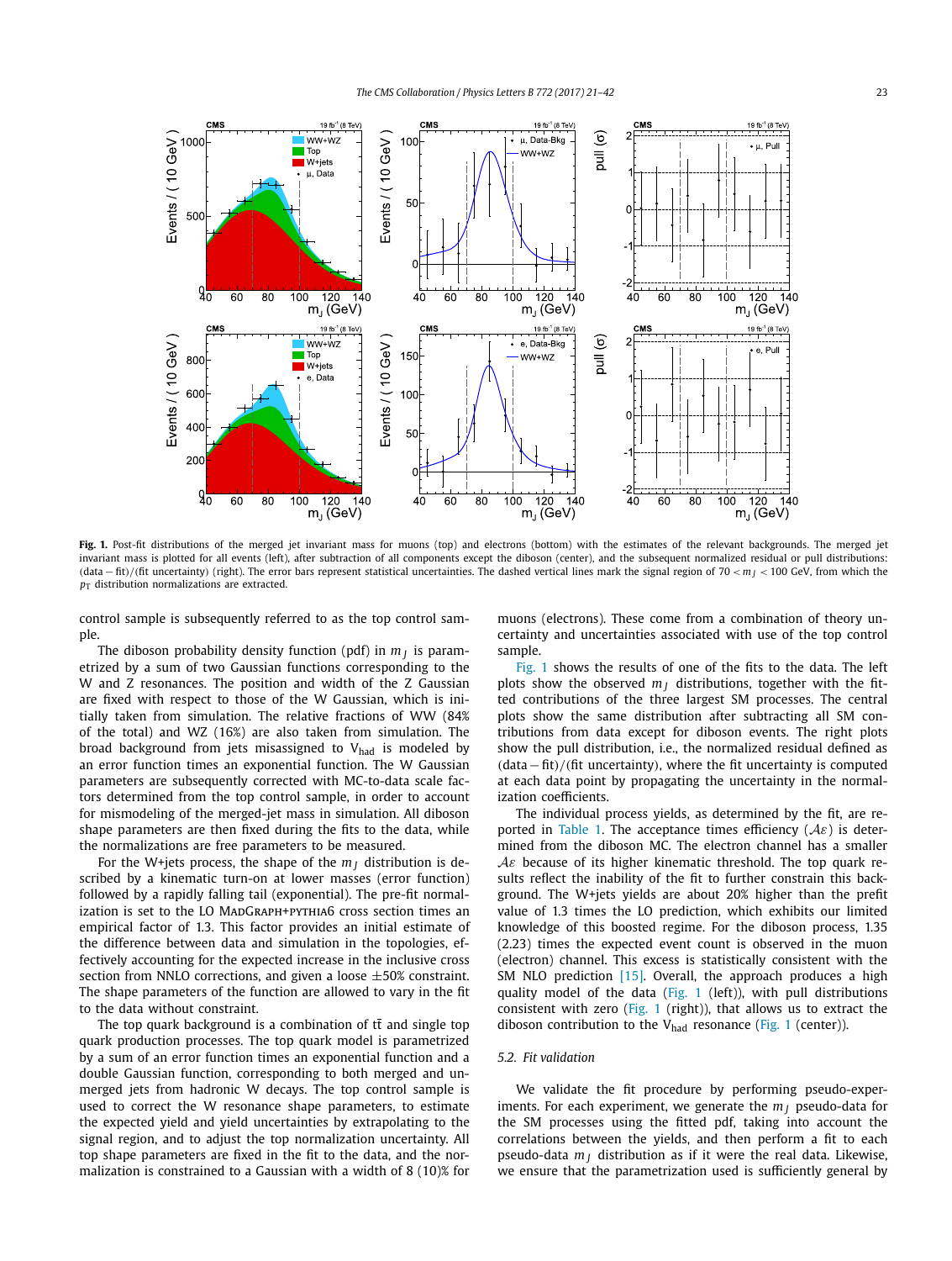**Fig. 1.** Post-fit distributions of the merged jet invariant mass for muons (top) and electrons (bottom) with the estimates of the relevant backgrounds. The merged jet invariant mass is plotted for all events (left), after subtraction of all components except the diboson (center), and the subsequent normalized residual or pull distributions: (data − fit)/(fit uncertainty) (right). The error bars represent statistical uncertainties. The dashed vertical lines mark the signal region of $70 < m_J < 100$ GeV, from which the $p_T$ distribution normalizations are extracted.

control sample is subsequently referred to as the top control sample.

The diboson probability density function (pdf) in $m_J$ is parametrized by a sum of two Gaussian functions corresponding to the W and Z resonances. The position and width of the Z Gaussian are fixed with respect to those of the W Gaussian, which is initially taken from simulation. The relative fractions of WW (84% of the total) and WZ (16%) are also taken from simulation. The broad background from jets misassigned to $V_{had}$ is modeled by an error function times an exponential function. The W Gaussian parameters are subsequently corrected with MC-to-data scale factors determined from the top control sample, in order to account for mismodeling of the merged-jet mass in simulation. All diboson shape parameters are then fixed during the fits to the data, while the normalizations are free parameters to be measured.

For the W+jets process, the shape of the $m_J$ distribution is described by a kinematic turn-on at lower masses (error function) followed by a rapidly falling tail (exponential). The pre-fit normalization is set to the LO MadGraph+pythia6 cross section times an empirical factor of 1.3. This factor provides an initial estimate of the difference between data and simulation in the topologies, effectively accounting for the expected increase in the inclusive cross section from NNLO corrections, and given a loose ±50% constraint. The shape parameters of the function are allowed to vary in the fit to the data without constraint.

The top quark background is a combination of $t\bar{t}$ and single top quark production processes. The top quark model is parametrized by a sum of an error function times an exponential function and a double Gaussian function, corresponding to both merged and unmerged jets from hadronic W decays. The top control sample is used to correct the W resonance shape parameters, to estimate the expected yield and yield uncertainties by extrapolating to the signal region, and to adjust the top normalization uncertainty. All top shape parameters are fixed in the fit to the data, and the normalization is constrained to a Gaussian with a width of 8 (10)% for muons (electrons). These come from a combination of theory uncertainty and uncertainties associated with use of the top control sample.

Fig. 1 shows the results of one of the fits to the data. The left plots show the observed $m_J$ distributions, together with the fitted contributions of the three largest SM processes. The central plots show the same distribution after subtracting all SM contributions from data except for diboson events. The right plots show the pull distribution, i.e., the normalized residual defined as (data − fit)/(fit uncertainty), where the fit uncertainty is computed at each data point by propagating the uncertainty in the normalization coefficients.

The individual process yields, as determined by the fit, are reported in Table 1. The acceptance times efficiency ($\mathcal{A}\varepsilon$) is determined from the diboson MC. The electron channel has a smaller $\mathcal{A}\varepsilon$ because of its higher kinematic threshold. The top quark results reflect the inability of the fit to further constrain this background. The W+jets yields are about 20% higher than the prefit value of 1.3 times the LO prediction, which exhibits our limited knowledge of this boosted regime. For the diboson process, 1.35 (2.23) times the expected event count is observed in the muon (electron) channel. This excess is statistically consistent with the SM NLO prediction [15]. Overall, the approach produces a high quality model of the data (Fig. 1 (left)), with pull distributions consistent with zero (Fig. 1 (right)), that allows us to extract the diboson contribution to the $V_{had}$ resonance (Fig. 1 (center)).

### 5.2. Fit validation

We validate the fit procedure by performing pseudo-experiments. For each experiment, we generate the $m_J$ pseudo-data for the SM processes using the fitted pdf, taking into account the correlations between the yields, and then perform a fit to each pseudo-data $m_J$ distribution as if it were the real data. Likewise, we ensure that the parametrization used is sufficiently general by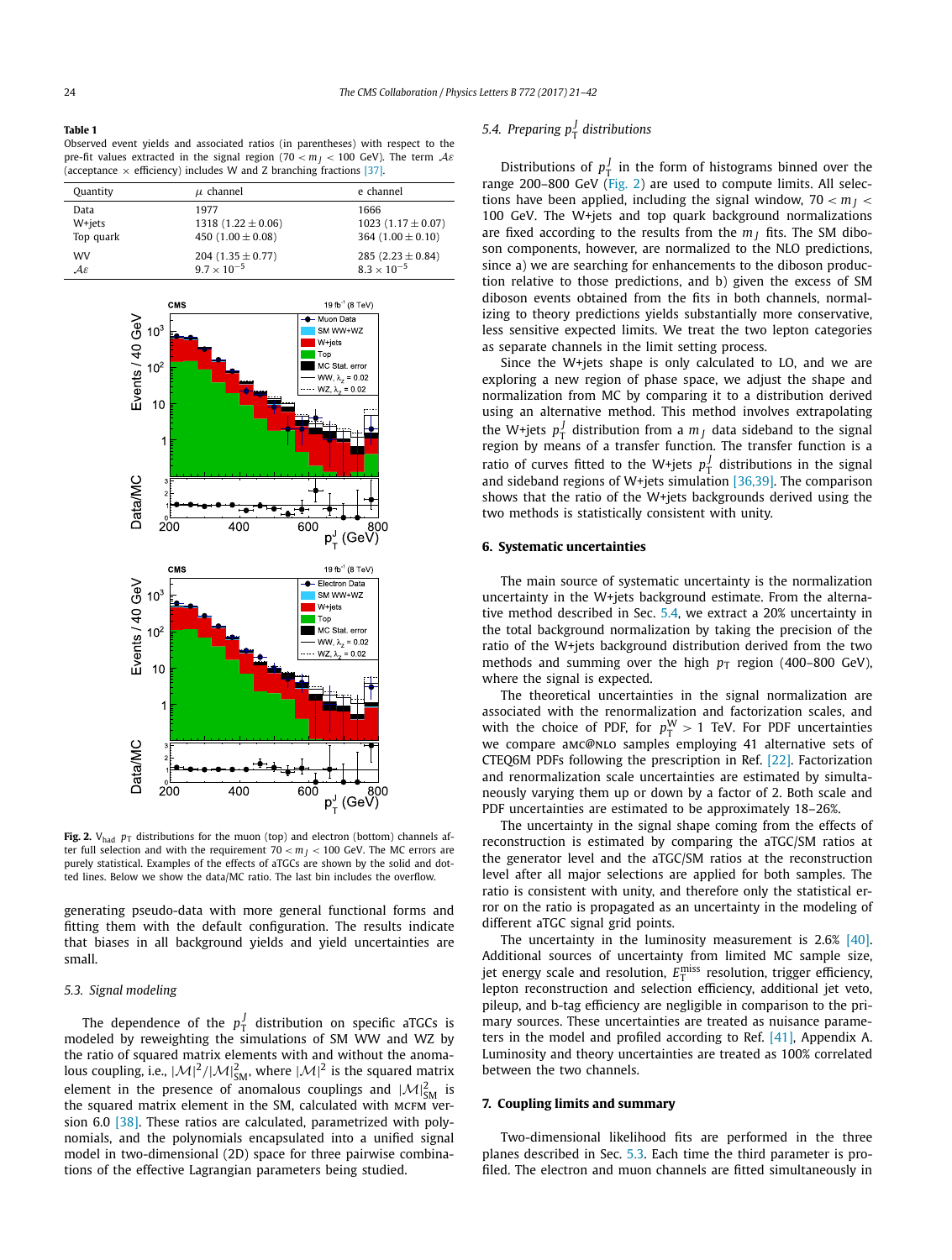**Table 1**
Observed event yields and associated ratios (in parentheses) with respect to the pre-fit values extracted in the signal region ($70 < m_J < 100$ GeV). The term $\mathcal{A}\varepsilon$ (acceptance × efficiency) includes W and Z branching fractions [37].

| Quantity | $\mu$ channel | e channel |
|---|---|---|
| Data | 1977 | 1666 |
| W+jets | 1318 (1.22 ± 0.06) | 1023 (1.17 ± 0.07) |
| Top quark | 450 (1.00 ± 0.08) | 364 (1.00 ± 0.10) |
| WV | 204 (1.35 ± 0.77) | 285 (2.23 ± 0.84) |
| $\mathcal{A}\varepsilon$ | $9.7 \times 10^{-5}$ | $8.3 \times 10^{-5}$ |

**Fig. 2.** $\mathrm{V_{had}}$ $p_\mathrm{T}$ distributions for the muon (top) and electron (bottom) channels after full selection and with the requirement $70 < m_J < 100$ GeV. The MC errors are purely statistical. Examples of the effects of aTGCs are shown by the solid and dotted lines. Below we show the data/MC ratio. The last bin includes the overflow.

generating pseudo-data with more general functional forms and fitting them with the default configuration. The results indicate that biases in all background yields and yield uncertainties are small.

### 5.3. Signal modeling

The dependence of the $p_\mathrm{T}^J$ distribution on specific aTGCs is modeled by reweighting the simulations of SM WW and WZ by the ratio of squared matrix elements with and without the anomalous coupling, i.e., $|\mathcal{M}|^2/|\mathcal{M}|^2_\mathrm{SM}$, where $|\mathcal{M}|^2$ is the squared matrix element in the presence of anomalous couplings and $|\mathcal{M}|^2_\mathrm{SM}$ is the squared matrix element in the SM, calculated with MCFM version 6.0 [38]. These ratios are calculated, parametrized with polynomials, and the polynomials encapsulated into a unified signal model in two-dimensional (2D) space for three pairwise combinations of the effective Lagrangian parameters being studied.

### 5.4. Preparing $p_\mathrm{T}^J$ distributions

Distributions of $p_\mathrm{T}^J$ in the form of histograms binned over the range 200–800 GeV (Fig. 2) are used to compute limits. All selections have been applied, including the signal window, $70 < m_J < 100$ GeV. The W+jets and top quark background normalizations are fixed according to the results from the $m_J$ fits. The SM diboson components, however, are normalized to the NLO predictions, since a) we are searching for enhancements to the diboson production relative to those predictions, and b) given the excess of SM diboson events obtained from the fits in both channels, normalizing to theory predictions yields substantially more conservative, less sensitive expected limits. We treat the two lepton categories as separate channels in the limit setting process.

Since the W+jets shape is only calculated to LO, and we are exploring a new region of phase space, we adjust the shape and normalization from MC by comparing it to a distribution derived using an alternative method. This method involves extrapolating the W+jets $p_\mathrm{T}^J$ distribution from a $m_J$ data sideband to the signal region by means of a transfer function. The transfer function is a ratio of curves fitted to the W+jets $p_\mathrm{T}^J$ distributions in the signal and sideband regions of W+jets simulation [36,39]. The comparison shows that the ratio of the W+jets backgrounds derived using the two methods is statistically consistent with unity.

## 6. Systematic uncertainties

The main source of systematic uncertainty is the normalization uncertainty in the W+jets background estimate. From the alternative method described in Sec. 5.4, we extract a 20% uncertainty in the total background normalization by taking the precision of the ratio of the W+jets background distribution derived from the two methods and summing over the high $p_\mathrm{T}$ region (400–800 GeV), where the signal is expected.

The theoretical uncertainties in the signal normalization are associated with the renormalization and factorization scales, and with the choice of PDF, for $p_\mathrm{T}^\mathrm{W} > 1$ TeV. For PDF uncertainties we compare aMC@NLO samples employing 41 alternative sets of CTEQ6M PDFs following the prescription in Ref. [22]. Factorization and renormalization scale uncertainties are estimated by simultaneously varying them up or down by a factor of 2. Both scale and PDF uncertainties are estimated to be approximately 18–26%.

The uncertainty in the signal shape coming from the effects of reconstruction is estimated by comparing the aTGC/SM ratios at the generator level and the aTGC/SM ratios at the reconstruction level after all major selections are applied for both samples. The ratio is consistent with unity, and therefore only the statistical error on the ratio is propagated as an uncertainty in the modeling of different aTGC signal grid points.

The uncertainty in the luminosity measurement is 2.6% [40]. Additional sources of uncertainty from limited MC sample size, jet energy scale and resolution, $E_\mathrm{T}^\mathrm{miss}$ resolution, trigger efficiency, lepton reconstruction and selection efficiency, additional jet veto, pileup, and b-tag efficiency are negligible in comparison to the primary sources. These uncertainties are treated as nuisance parameters in the model and profiled according to Ref. [41], Appendix A. Luminosity and theory uncertainties are treated as 100% correlated between the two channels.

## 7. Coupling limits and summary

Two-dimensional likelihood fits are performed in the three planes described in Sec. 5.3. Each time the third parameter is profiled. The electron and muon channels are fitted simultaneously in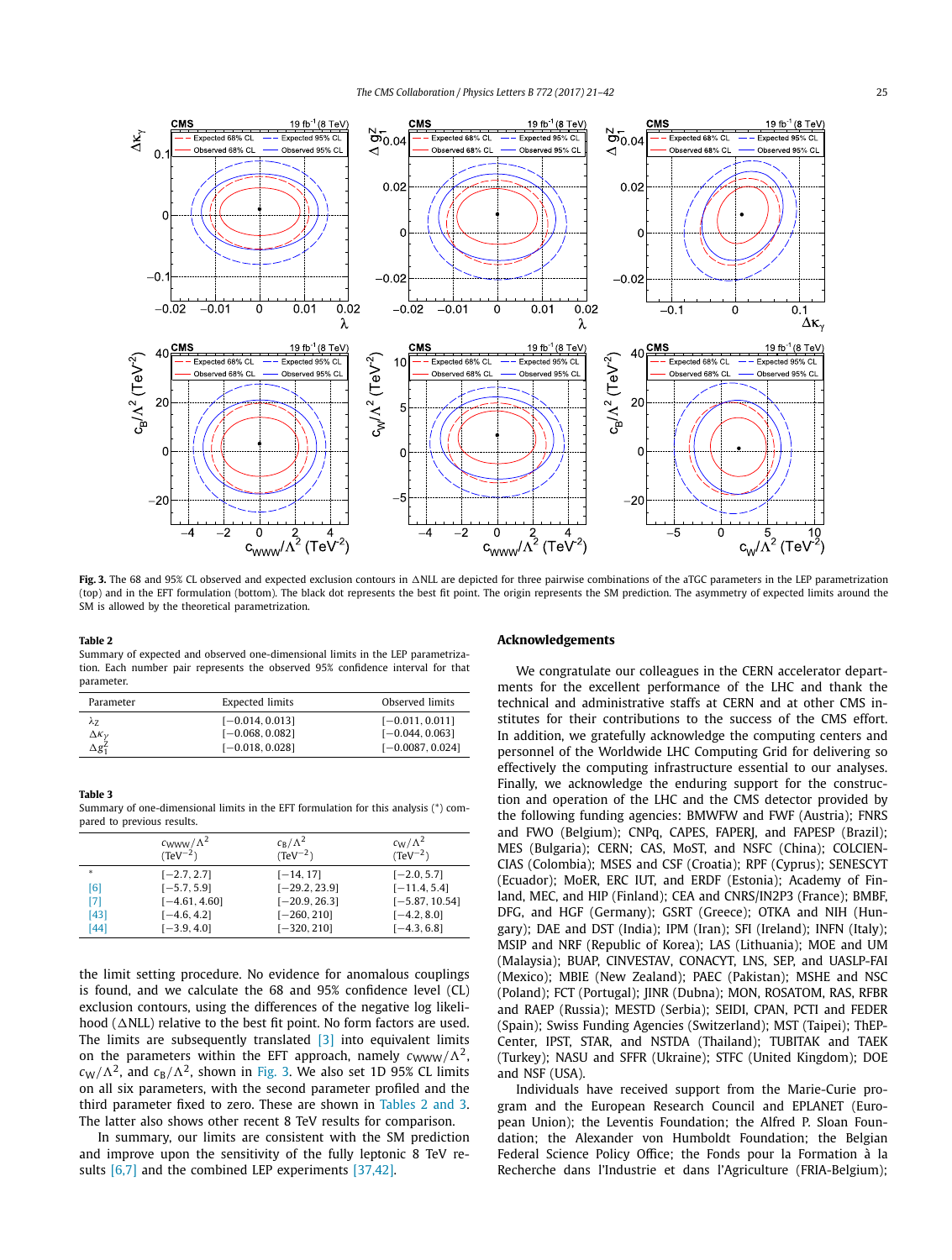CMS 19 fb$^{-1}$ (8 TeV)

Expected 68% CL — Expected 95% CL — Observed 68% CL — Observed 95% CL

$\Delta\kappa_\gamma$ vs $\lambda$; $\Delta g_1^Z$ vs $\lambda$; $\Delta g_1^Z$ vs $\Delta\kappa_\gamma$

$c_B/\Lambda^2$ (TeV$^{-2}$) vs $c_{WWW}/\Lambda^2$ (TeV$^{-2}$); $c_W/\Lambda^2$ (TeV$^{-2}$) vs $c_{WWW}/\Lambda^2$ (TeV$^{-2}$); $c_B/\Lambda^2$ (TeV$^{-2}$) vs $c_W/\Lambda^2$ (TeV$^{-2}$)

**Fig. 3.** The 68 and 95% CL observed and expected exclusion contours in $\Delta$NLL are depicted for three pairwise combinations of the aTGC parameters in the LEP parametrization (top) and in the EFT formulation (bottom). The black dot represents the best fit point. The origin represents the SM prediction. The asymmetry of expected limits around the SM is allowed by the theoretical parametrization.

**Table 2**
Summary of expected and observed one-dimensional limits in the LEP parametrization. Each number pair represents the observed 95% confidence interval for that parameter.

| Parameter | Expected limits | Observed limits |
|---|---|---|
| $\lambda_Z$ | [−0.014, 0.013] | [−0.011, 0.011] |
| $\Delta\kappa_\gamma$ | [−0.068, 0.082] | [−0.044, 0.063] |
| $\Delta g_1^Z$ | [−0.018, 0.028] | [−0.0087, 0.024] |

**Table 3**
Summary of one-dimensional limits in the EFT formulation for this analysis (*) compared to previous results.

| | $c_{WWW}/\Lambda^2$ (TeV$^{-2}$) | $c_B/\Lambda^2$ (TeV$^{-2}$) | $c_W/\Lambda^2$ (TeV$^{-2}$) |
|---|---|---|---|
| * | [−2.7, 2.7] | [−14, 17] | [−2.0, 5.7] |
| [6] | [−5.7, 5.9] | [−29.2, 23.9] | [−11.4, 5.4] |
| [7] | [−4.61, 4.60] | [−20.9, 26.3] | [−5.87, 10.54] |
| [43] | [−4.6, 4.2] | [−260, 210] | [−4.2, 8.0] |
| [44] | [−3.9, 4.0] | [−320, 210] | [−4.3, 6.8] |

the limit setting procedure. No evidence for anomalous couplings is found, and we calculate the 68 and 95% confidence level (CL) exclusion contours, using the differences of the negative log likelihood ($\Delta$NLL) relative to the best fit point. No form factors are used. The limits are subsequently translated [3] into equivalent limits on the parameters within the EFT approach, namely $c_{WWW}/\Lambda^2$, $c_W/\Lambda^2$, and $c_B/\Lambda^2$, shown in Fig. 3. We also set 1D 95% CL limits on all six parameters, with the second parameter profiled and the third parameter fixed to zero. These are shown in Tables 2 and 3. The latter also shows other recent 8 TeV results for comparison.

In summary, our limits are consistent with the SM prediction and improve upon the sensitivity of the fully leptonic 8 TeV results [6,7] and the combined LEP experiments [37,42].

## Acknowledgements

We congratulate our colleagues in the CERN accelerator departments for the excellent performance of the LHC and thank the technical and administrative staffs at CERN and at other CMS institutes for their contributions to the success of the CMS effort. In addition, we gratefully acknowledge the computing centers and personnel of the Worldwide LHC Computing Grid for delivering so effectively the computing infrastructure essential to our analyses. Finally, we acknowledge the enduring support for the construction and operation of the LHC and the CMS detector provided by the following funding agencies: BMWFW and FWF (Austria); FNRS and FWO (Belgium); CNPq, CAPES, FAPERJ, and FAPESP (Brazil); MES (Bulgaria); CERN; CAS, MoST, and NSFC (China); COLCIENCIAS (Colombia); MSES and CSF (Croatia); RPF (Cyprus); SENESCYT (Ecuador); MoER, ERC IUT, and ERDF (Estonia); Academy of Finland, MEC, and HIP (Finland); CEA and CNRS/IN2P3 (France); BMBF, DFG, and HGF (Germany); GSRT (Greece); OTKA and NIH (Hungary); DAE and DST (India); IPM (Iran); SFI (Ireland); INFN (Italy); MSIP and NRF (Republic of Korea); LAS (Lithuania); MOE and UM (Malaysia); BUAP, CINVESTAV, CONACYT, LNS, SEP, and UASLP-FAI (Mexico); MBIE (New Zealand); PAEC (Pakistan); MSHE and NSC (Poland); FCT (Portugal); JINR (Dubna); MON, ROSATOM, RAS, RFBR and RAEP (Russia); MESTD (Serbia); SEIDI, CPAN, PCTI and FEDER (Spain); Swiss Funding Agencies (Switzerland); MST (Taipei); ThEPCenter, IPST, STAR, and NSTDA (Thailand); TUBITAK and TAEK (Turkey); NASU and SFFR (Ukraine); STFC (United Kingdom); DOE and NSF (USA).

Individuals have received support from the Marie-Curie program and the European Research Council and EPLANET (European Union); the Leventis Foundation; the Alfred P. Sloan Foundation; the Alexander von Humboldt Foundation; the Belgian Federal Science Policy Office; the Fonds pour la Formation à la Recherche dans l'Industrie et dans l'Agriculture (FRIA-Belgium);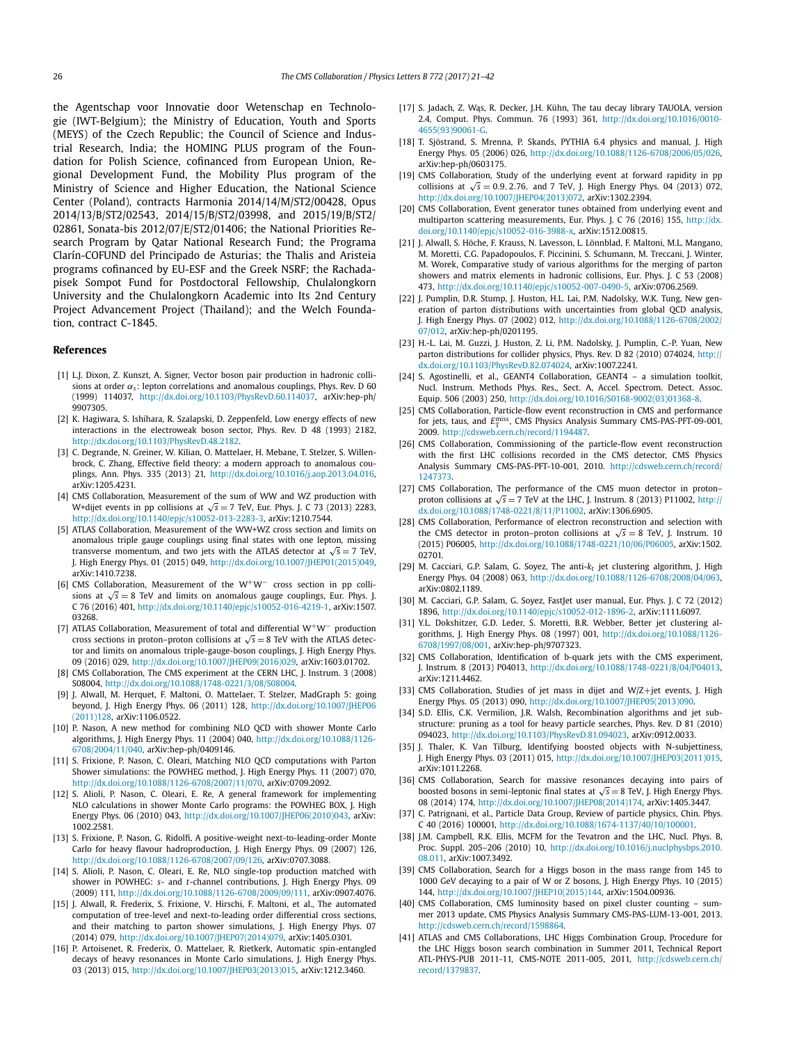the Agentschap voor Innovatie door Wetenschap en Technologie (IWT-Belgium); the Ministry of Education, Youth and Sports (MEYS) of the Czech Republic; the Council of Science and Industrial Research, India; the HOMING PLUS program of the Foundation for Polish Science, cofinanced from European Union, Regional Development Fund, the Mobility Plus program of the Ministry of Science and Higher Education, the National Science Center (Poland), contracts Harmonia 2014/14/M/ST2/00428, Opus 2014/13/B/ST2/02543, 2014/15/B/ST2/03998, and 2015/19/B/ST2/02861, Sonata-bis 2012/07/E/ST2/01406; the National Priorities Research Program by Qatar National Research Fund; the Programa Clarín-COFUND del Principado de Asturias; the Thalis and Aristeia programs cofinanced by EU-ESF and the Greek NSRF; the Rachadapisek Sompot Fund for Postdoctoral Fellowship, Chulalongkorn University and the Chulalongkorn Academic into Its 2nd Century Project Advancement Project (Thailand); and the Welch Foundation, contract C-1845.

## References

[1] L.J. Dixon, Z. Kunszt, A. Signer, Vector boson pair production in hadronic collisions at order $\alpha_s$: lepton correlations and anomalous couplings, Phys. Rev. D 60 (1999) 114037, http://dx.doi.org/10.1103/PhysRevD.60.114037, arXiv:hep-ph/9907305.

[2] K. Hagiwara, S. Ishihara, R. Szalapski, D. Zeppenfeld, Low energy effects of new interactions in the electroweak boson sector, Phys. Rev. D 48 (1993) 2182, http://dx.doi.org/10.1103/PhysRevD.48.2182.

[3] C. Degrande, N. Greiner, W. Kilian, O. Mattelaer, H. Mebane, T. Stelzer, S. Willenbrock, C. Zhang, Effective field theory: a modern approach to anomalous couplings, Ann. Phys. 335 (2013) 21, http://dx.doi.org/10.1016/j.aop.2013.04.016, arXiv:1205.4231.

[4] CMS Collaboration, Measurement of the sum of WW and WZ production with W+dijet events in pp collisions at $\sqrt{s} = 7$ TeV, Eur. Phys. J. C 73 (2013) 2283, http://dx.doi.org/10.1140/epjc/s10052-013-2283-3, arXiv:1210.7544.

[5] ATLAS Collaboration, Measurement of the WW+WZ cross section and limits on anomalous triple gauge couplings using final states with one lepton, missing transverse momentum, and two jets with the ATLAS detector at $\sqrt{s} = 7$ TeV, J. High Energy Phys. 01 (2015) 049, http://dx.doi.org/10.1007/JHEP01(2015)049, arXiv:1410.7238.

[6] CMS Collaboration, Measurement of the $W^+W^-$ cross section in pp collisions at $\sqrt{s} = 8$ TeV and limits on anomalous gauge couplings, Eur. Phys. J. C 76 (2016) 401, http://dx.doi.org/10.1140/epjc/s10052-016-4219-1, arXiv:1507.03268.

[7] ATLAS Collaboration, Measurement of total and differential $W^+W^-$ production cross sections in proton–proton collisions at $\sqrt{s} = 8$ TeV with the ATLAS detector and limits on anomalous triple-gauge-boson couplings, J. High Energy Phys. 09 (2016) 029, http://dx.doi.org/10.1007/JHEP09(2016)029, arXiv:1603.01702.

[8] CMS Collaboration, The CMS experiment at the CERN LHC, J. Instrum. 3 (2008) S08004, http://dx.doi.org/10.1088/1748-0221/3/08/S08004.

[9] J. Alwall, M. Herquet, F. Maltoni, O. Mattelaer, T. Stelzer, MadGraph 5: going beyond, J. High Energy Phys. 06 (2011) 128, http://dx.doi.org/10.1007/JHEP06(2011)128, arXiv:1106.0522.

[10] P. Nason, A new method for combining NLO QCD with shower Monte Carlo algorithms, J. High Energy Phys. 11 (2004) 040, http://dx.doi.org/10.1088/1126-6708/2004/11/040, arXiv:hep-ph/0409146.

[11] S. Frixione, P. Nason, C. Oleari, Matching NLO QCD computations with Parton Shower simulations: the POWHEG method, J. High Energy Phys. 11 (2007) 070, http://dx.doi.org/10.1088/1126-6708/2007/11/070, arXiv:0709.2092.

[12] S. Alioli, P. Nason, C. Oleari, E. Re, A general framework for implementing NLO calculations in shower Monte Carlo programs: the POWHEG BOX, J. High Energy Phys. 06 (2010) 043, http://dx.doi.org/10.1007/JHEP06(2010)043, arXiv:1002.2581.

[13] S. Frixione, P. Nason, G. Ridolfi, A positive-weight next-to-leading-order Monte Carlo for heavy flavour hadroproduction, J. High Energy Phys. 09 (2007) 126, http://dx.doi.org/10.1088/1126-6708/2007/09/126, arXiv:0707.3088.

[14] S. Alioli, P. Nason, C. Oleari, E. Re, NLO single-top production matched with shower in POWHEG: *s*- and *t*-channel contributions, J. High Energy Phys. 09 (2009) 111, http://dx.doi.org/10.1088/1126-6708/2009/09/111, arXiv:0907.4076.

[15] J. Alwall, R. Frederix, S. Frixione, V. Hirschi, F. Maltoni, et al., The automated computation of tree-level and next-to-leading order differential cross sections, and their matching to parton shower simulations, J. High Energy Phys. 07 (2014) 079, http://dx.doi.org/10.1007/JHEP07(2014)079, arXiv:1405.0301.

[16] P. Artoisenet, R. Frederix, O. Mattelaer, R. Rietkerk, Automatic spin-entangled decays of heavy resonances in Monte Carlo simulations, J. High Energy Phys. 03 (2013) 015, http://dx.doi.org/10.1007/JHEP03(2013)015, arXiv:1212.3460.

[17] S. Jadach, Z. Wąs, R. Decker, J.H. Kühn, The tau decay library TAUOLA, version 2.4, Comput. Phys. Commun. 76 (1993) 361, http://dx.doi.org/10.1016/0010-4655(93)90061-G.

[18] T. Sjöstrand, S. Mrenna, P. Skands, PYTHIA 6.4 physics and manual, J. High Energy Phys. 05 (2006) 026, http://dx.doi.org/10.1088/1126-6708/2006/05/026, arXiv:hep-ph/0603175.

[19] CMS Collaboration, Study of the underlying event at forward rapidity in pp collisions at $\sqrt{s} = 0.9$, 2.76, and 7 TeV, J. High Energy Phys. 04 (2013) 072, http://dx.doi.org/10.1007/JHEP04(2013)072, arXiv:1302.2394.

[20] CMS Collaboration, Event generator tunes obtained from underlying event and multiparton scattering measurements, Eur. Phys. J. C 76 (2016) 155, http://dx.doi.org/10.1140/epjc/s10052-016-3988-x, arXiv:1512.00815.

[21] J. Alwall, S. Höche, F. Krauss, N. Lavesson, L. Lönnblad, F. Maltoni, M.L. Mangano, M. Moretti, C.G. Papadopoulos, F. Piccinini, S. Schumann, M. Treccani, J. Winter, M. Worek, Comparative study of various algorithms for the merging of parton showers and matrix elements in hadronic collisions, Eur. Phys. J. C 53 (2008) 473, http://dx.doi.org/10.1140/epjc/s10052-007-0490-5, arXiv:0706.2569.

[22] J. Pumplin, D.R. Stump, J. Huston, H.L. Lai, P.M. Nadolsky, W.K. Tung, New generation of parton distributions with uncertainties from global QCD analysis, J. High Energy Phys. 07 (2002) 012, http://dx.doi.org/10.1088/1126-6708/2002/07/012, arXiv:hep-ph/0201195.

[23] H.-L. Lai, M. Guzzi, J. Huston, Z. Li, P.M. Nadolsky, J. Pumplin, C.-P. Yuan, New parton distributions for collider physics, Phys. Rev. D 82 (2010) 074024, http://dx.doi.org/10.1103/PhysRevD.82.074024, arXiv:1007.2241.

[24] S. Agostinelli, et al., GEANT4 Collaboration, GEANT4 – a simulation toolkit, Nucl. Instrum. Methods Phys. Res., Sect. A, Accel. Spectrom. Detect. Assoc. Equip. 506 (2003) 250, http://dx.doi.org/10.1016/S0168-9002(03)01368-8.

[25] CMS Collaboration, Particle-flow event reconstruction in CMS and performance for jets, taus, and $E_T^{miss}$, CMS Physics Analysis Summary CMS-PAS-PFT-09-001, 2009. http://cdsweb.cern.ch/record/1194487.

[26] CMS Collaboration, Commissioning of the particle-flow event reconstruction with the first LHC collisions recorded in the CMS detector, CMS Physics Analysis Summary CMS-PAS-PFT-10-001, 2010. http://cdsweb.cern.ch/record/1247373.

[27] CMS Collaboration, The performance of the CMS muon detector in proton–proton collisions at $\sqrt{s} = 7$ TeV at the LHC, J. Instrum. 8 (2013) P11002, http://dx.doi.org/10.1088/1748-0221/8/11/P11002, arXiv:1306.6905.

[28] CMS Collaboration, Performance of electron reconstruction and selection with the CMS detector in proton–proton collisions at $\sqrt{s} = 8$ TeV, J. Instrum. 10 (2015) P06005, http://dx.doi.org/10.1088/1748-0221/10/06/P06005, arXiv:1502.02701.

[29] M. Cacciari, G.P. Salam, G. Soyez, The anti-$k_t$ jet clustering algorithm, J. High Energy Phys. 04 (2008) 063, http://dx.doi.org/10.1088/1126-6708/2008/04/063, arXiv:0802.1189.

[30] M. Cacciari, G.P. Salam, G. Soyez, FastJet user manual, Eur. Phys. J. C 72 (2012) 1896, http://dx.doi.org/10.1140/epjc/s10052-012-1896-2, arXiv:1111.6097.

[31] Y.L. Dokshitzer, G.D. Leder, S. Moretti, B.R. Webber, Better jet clustering algorithms, J. High Energy Phys. 08 (1997) 001, http://dx.doi.org/10.1088/1126-6708/1997/08/001, arXiv:hep-ph/9707323.

[32] CMS Collaboration, Identification of b-quark jets with the CMS experiment, J. Instrum. 8 (2013) P04013, http://dx.doi.org/10.1088/1748-0221/8/04/P04013, arXiv:1211.4462.

[33] CMS Collaboration, Studies of jet mass in dijet and W/Z+jet events, J. High Energy Phys. 05 (2013) 090, http://dx.doi.org/10.1007/JHEP05(2013)090.

[34] S.D. Ellis, C.K. Vermilion, J.R. Walsh, Recombination algorithms and jet substructure: pruning as a tool for heavy particle searches, Phys. Rev. D 81 (2010) 094023, http://dx.doi.org/10.1103/PhysRevD.81.094023, arXiv:0912.0033.

[35] J. Thaler, K. Van Tilburg, Identifying boosted objects with N-subjettiness, J. High Energy Phys. 03 (2011) 015, http://dx.doi.org/10.1007/JHEP03(2011)015, arXiv:1011.2268.

[36] CMS Collaboration, Search for massive resonances decaying into pairs of boosted bosons in semi-leptonic final states at $\sqrt{s} = 8$ TeV, J. High Energy Phys. 08 (2014) 174, http://dx.doi.org/10.1007/JHEP08(2014)174, arXiv:1405.3447.

[37] C. Patrignani, et al., Particle Data Group, Review of particle physics, Chin. Phys. C 40 (2016) 100001, http://dx.doi.org/10.1088/1674-1137/40/10/100001.

[38] J.M. Campbell, R.K. Ellis, MCFM for the Tevatron and the LHC, Nucl. Phys. B, Proc. Suppl. 205–206 (2010) 10, http://dx.doi.org/10.1016/j.nuclphysbps.2010.08.011, arXiv:1007.3492.

[39] CMS Collaboration, Search for a Higgs boson in the mass range from 145 to 1000 GeV decaying to a pair of W or Z bosons, J. High Energy Phys. 10 (2015) 144, http://dx.doi.org/10.1007/JHEP10(2015)144, arXiv:1504.00936.

[40] CMS Collaboration, CMS luminosity based on pixel cluster counting – summer 2013 update, CMS Physics Analysis Summary CMS-PAS-LUM-13-001, 2013. http://cdsweb.cern.ch/record/1598864.

[41] ATLAS and CMS Collaborations, LHC Higgs Combination Group, Procedure for the LHC Higgs boson search combination in Summer 2011, Technical Report ATL-PHYS-PUB 2011-11, CMS-NOTE 2011-005, 2011, http://cdsweb.cern.ch/record/1379837.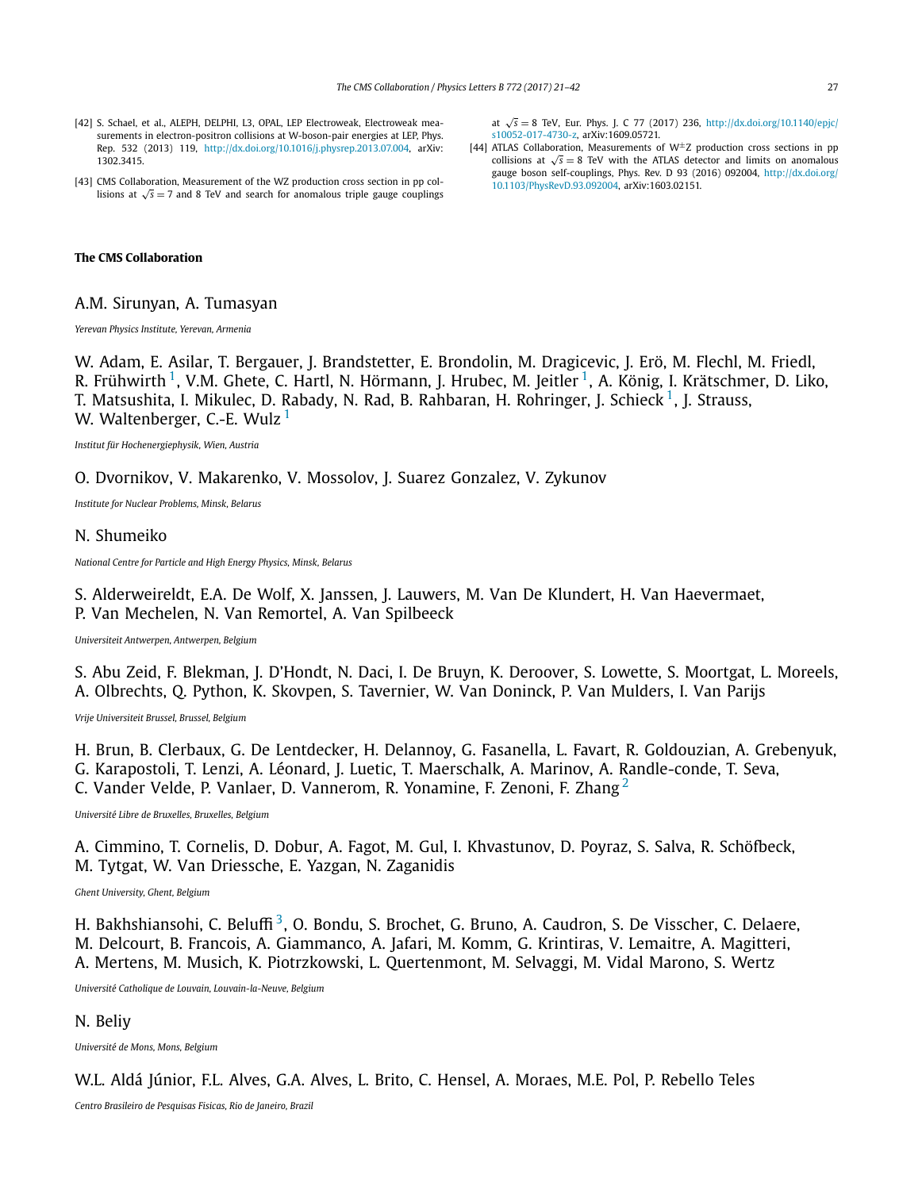[42] S. Schael, et al., ALEPH, DELPHI, L3, OPAL, LEP Electroweak, Electroweak measurements in electron-positron collisions at W-boson-pair energies at LEP, Phys. Rep. 532 (2013) 119, http://dx.doi.org/10.1016/j.physrep.2013.07.004, arXiv:1302.3415.

[43] CMS Collaboration, Measurement of the WZ production cross section in pp collisions at $\sqrt{s} = 7$ and 8 TeV and search for anomalous triple gauge couplings at $\sqrt{s} = 8$ TeV, Eur. Phys. J. C 77 (2017) 236, http://dx.doi.org/10.1140/epjc/s10052-017-4730-z, arXiv:1609.05721.

[44] ATLAS Collaboration, Measurements of $W^{\pm}Z$ production cross sections in pp collisions at $\sqrt{s} = 8$ TeV with the ATLAS detector and limits on anomalous gauge boson self-couplings, Phys. Rev. D 93 (2016) 092004, http://dx.doi.org/10.1103/PhysRevD.93.092004, arXiv:1603.02151.

## The CMS Collaboration

A.M. Sirunyan, A. Tumasyan

*Yerevan Physics Institute, Yerevan, Armenia*

W. Adam, E. Asilar, T. Bergauer, J. Brandstetter, E. Brondolin, M. Dragicevic, J. Erö, M. Flechl, M. Friedl, R. Frühwirth [1], V.M. Ghete, C. Hartl, N. Hörmann, J. Hrubec, M. Jeitler [1], A. König, I. Krätschmer, D. Liko, T. Matsushita, I. Mikulec, D. Rabady, N. Rad, B. Rahbaran, H. Rohringer, J. Schieck [1], J. Strauss, W. Waltenberger, C.-E. Wulz [1]

*Institut für Hochenergiephysik, Wien, Austria*

O. Dvornikov, V. Makarenko, V. Mossolov, J. Suarez Gonzalez, V. Zykunov

*Institute for Nuclear Problems, Minsk, Belarus*

N. Shumeiko

*National Centre for Particle and High Energy Physics, Minsk, Belarus*

S. Alderweireldt, E.A. De Wolf, X. Janssen, J. Lauwers, M. Van De Klundert, H. Van Haevermaet, P. Van Mechelen, N. Van Remortel, A. Van Spilbeeck

*Universiteit Antwerpen, Antwerpen, Belgium*

S. Abu Zeid, F. Blekman, J. D'Hondt, N. Daci, I. De Bruyn, K. Deroover, S. Lowette, S. Moortgat, L. Moreels, A. Olbrechts, Q. Python, K. Skovpen, S. Tavernier, W. Van Doninck, P. Van Mulders, I. Van Parijs

*Vrije Universiteit Brussel, Brussel, Belgium*

H. Brun, B. Clerbaux, G. De Lentdecker, H. Delannoy, G. Fasanella, L. Favart, R. Goldouzian, A. Grebenyuk, G. Karapostoli, T. Lenzi, A. Léonard, J. Luetic, T. Maerschalk, A. Marinov, A. Randle-conde, T. Seva, C. Vander Velde, P. Vanlaer, D. Vannerom, R. Yonamine, F. Zenoni, F. Zhang [2]

*Université Libre de Bruxelles, Bruxelles, Belgium*

A. Cimmino, T. Cornelis, D. Dobur, A. Fagot, M. Gul, I. Khvastunov, D. Poyraz, S. Salva, R. Schöfbeck, M. Tytgat, W. Van Driessche, E. Yazgan, N. Zaganidis

*Ghent University, Ghent, Belgium*

H. Bakhshiansohi, C. Beluffi [3], O. Bondu, S. Brochet, G. Bruno, A. Caudron, S. De Visscher, C. Delaere, M. Delcourt, B. Francois, A. Giammanco, A. Jafari, M. Komm, G. Krintiras, V. Lemaitre, A. Magitteri, A. Mertens, M. Musich, K. Piotrzkowski, L. Quertenmont, M. Selvaggi, M. Vidal Marono, S. Wertz

*Université Catholique de Louvain, Louvain-la-Neuve, Belgium*

N. Beliy

*Université de Mons, Mons, Belgium*

W.L. Aldá Júnior, F.L. Alves, G.A. Alves, L. Brito, C. Hensel, A. Moraes, M.E. Pol, P. Rebello Teles

*Centro Brasileiro de Pesquisas Fisicas, Rio de Janeiro, Brazil*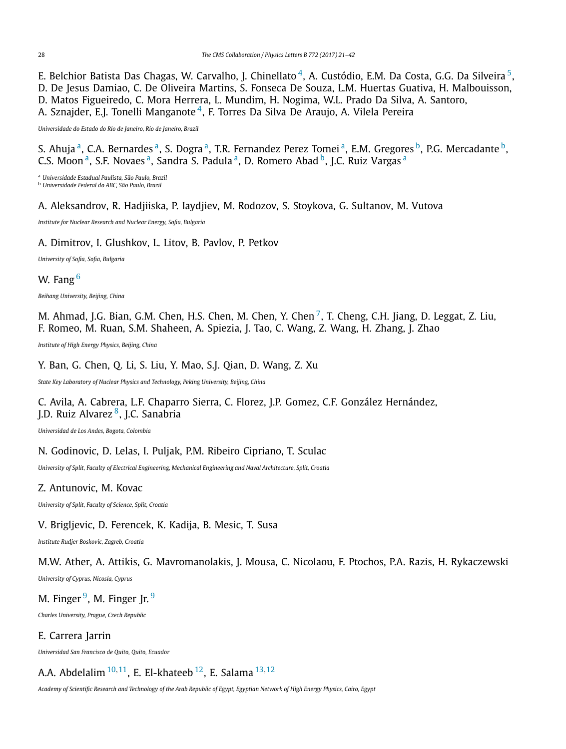E. Belchior Batista Das Chagas, W. Carvalho, J. Chinellato [4], A. Custódio, E.M. Da Costa, G.G. Da Silveira [5], D. De Jesus Damiao, C. De Oliveira Martins, S. Fonseca De Souza, L.M. Huertas Guativa, H. Malbouisson, D. Matos Figueiredo, C. Mora Herrera, L. Mundim, H. Nogima, W.L. Prado Da Silva, A. Santoro, A. Sznajder, E.J. Tonelli Manganote [4], F. Torres Da Silva De Araujo, A. Vilela Pereira

*Universidade do Estado do Rio de Janeiro, Rio de Janeiro, Brazil*

S. Ahuja [a], C.A. Bernardes [a], S. Dogra [a], T.R. Fernandez Perez Tomei [a], E.M. Gregores [b], P.G. Mercadante [b], C.S. Moon [a], S.F. Novaes [a], Sandra S. Padula [a], D. Romero Abad [b], J.C. Ruiz Vargas [a]

[a] *Universidade Estadual Paulista, São Paulo, Brazil*
[b] *Universidade Federal do ABC, São Paulo, Brazil*

A. Aleksandrov, R. Hadjiiska, P. Iaydjiev, M. Rodozov, S. Stoykova, G. Sultanov, M. Vutova

*Institute for Nuclear Research and Nuclear Energy, Sofia, Bulgaria*

A. Dimitrov, I. Glushkov, L. Litov, B. Pavlov, P. Petkov

*University of Sofia, Sofia, Bulgaria*

W. Fang [6]

*Beihang University, Beijing, China*

M. Ahmad, J.G. Bian, G.M. Chen, H.S. Chen, M. Chen, Y. Chen [7], T. Cheng, C.H. Jiang, D. Leggat, Z. Liu, F. Romeo, M. Ruan, S.M. Shaheen, A. Spiezia, J. Tao, C. Wang, Z. Wang, H. Zhang, J. Zhao

*Institute of High Energy Physics, Beijing, China*

Y. Ban, G. Chen, Q. Li, S. Liu, Y. Mao, S.J. Qian, D. Wang, Z. Xu

*State Key Laboratory of Nuclear Physics and Technology, Peking University, Beijing, China*

C. Avila, A. Cabrera, L.F. Chaparro Sierra, C. Florez, J.P. Gomez, C.F. González Hernández, J.D. Ruiz Alvarez [8], J.C. Sanabria

*Universidad de Los Andes, Bogota, Colombia*

N. Godinovic, D. Lelas, I. Puljak, P.M. Ribeiro Cipriano, T. Sculac

*University of Split, Faculty of Electrical Engineering, Mechanical Engineering and Naval Architecture, Split, Croatia*

Z. Antunovic, M. Kovac

*University of Split, Faculty of Science, Split, Croatia*

V. Brigljevic, D. Ferencek, K. Kadija, B. Mesic, T. Susa

*Institute Rudjer Boskovic, Zagreb, Croatia*

M.W. Ather, A. Attikis, G. Mavromanolakis, J. Mousa, C. Nicolaou, F. Ptochos, P.A. Razis, H. Rykaczewski

*University of Cyprus, Nicosia, Cyprus*

M. Finger [9], M. Finger Jr. [9]

*Charles University, Prague, Czech Republic*

E. Carrera Jarrin

*Universidad San Francisco de Quito, Quito, Ecuador*

A.A. Abdelalim [10,11], E. El-khateeb [12], E. Salama [13,12]

*Academy of Scientific Research and Technology of the Arab Republic of Egypt, Egyptian Network of High Energy Physics, Cairo, Egypt*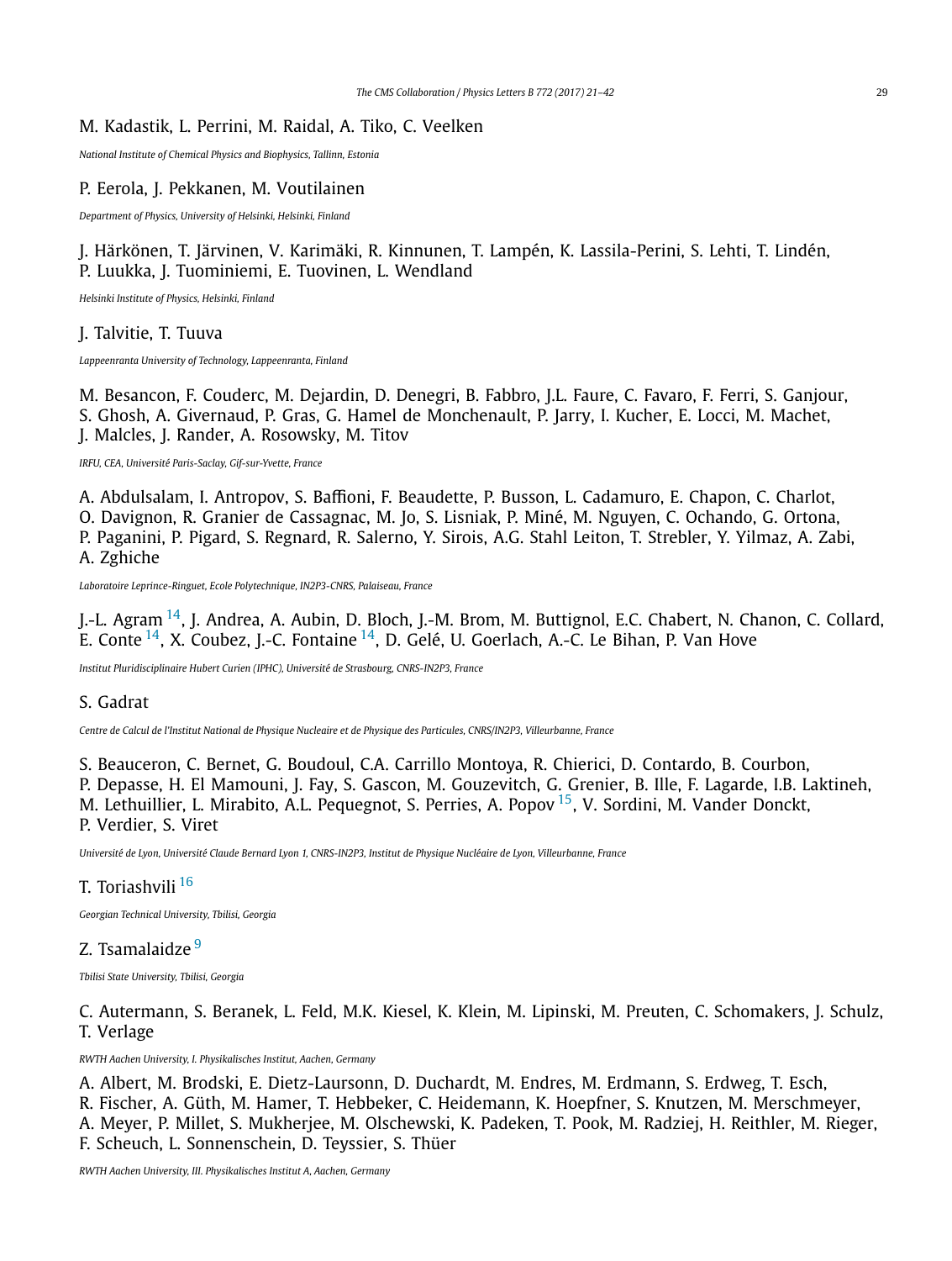M. Kadastik, L. Perrini, M. Raidal, A. Tiko, C. Veelken

*National Institute of Chemical Physics and Biophysics, Tallinn, Estonia*

P. Eerola, J. Pekkanen, M. Voutilainen

*Department of Physics, University of Helsinki, Helsinki, Finland*

J. Härkönen, T. Järvinen, V. Karimäki, R. Kinnunen, T. Lampén, K. Lassila-Perini, S. Lehti, T. Lindén, P. Luukka, J. Tuominiemi, E. Tuovinen, L. Wendland

*Helsinki Institute of Physics, Helsinki, Finland*

J. Talvitie, T. Tuuva

*Lappeenranta University of Technology, Lappeenranta, Finland*

M. Besancon, F. Couderc, M. Dejardin, D. Denegri, B. Fabbro, J.L. Faure, C. Favaro, F. Ferri, S. Ganjour, S. Ghosh, A. Givernaud, P. Gras, G. Hamel de Monchenault, P. Jarry, I. Kucher, E. Locci, M. Machet, J. Malcles, J. Rander, A. Rosowsky, M. Titov

*IRFU, CEA, Université Paris-Saclay, Gif-sur-Yvette, France*

A. Abdulsalam, I. Antropov, S. Baffioni, F. Beaudette, P. Busson, L. Cadamuro, E. Chapon, C. Charlot, O. Davignon, R. Granier de Cassagnac, M. Jo, S. Lisniak, P. Miné, M. Nguyen, C. Ochando, G. Ortona, P. Paganini, P. Pigard, S. Regnard, R. Salerno, Y. Sirois, A.G. Stahl Leiton, T. Strebler, Y. Yilmaz, A. Zabi, A. Zghiche

*Laboratoire Leprince-Ringuet, Ecole Polytechnique, IN2P3-CNRS, Palaiseau, France*

J.-L. Agram [14], J. Andrea, A. Aubin, D. Bloch, J.-M. Brom, M. Buttignol, E.C. Chabert, N. Chanon, C. Collard, E. Conte [14], X. Coubez, J.-C. Fontaine [14], D. Gelé, U. Goerlach, A.-C. Le Bihan, P. Van Hove

*Institut Pluridisciplinaire Hubert Curien (IPHC), Université de Strasbourg, CNRS-IN2P3, France*

S. Gadrat

*Centre de Calcul de l'Institut National de Physique Nucleaire et de Physique des Particules, CNRS/IN2P3, Villeurbanne, France*

S. Beauceron, C. Bernet, G. Boudoul, C.A. Carrillo Montoya, R. Chierici, D. Contardo, B. Courbon, P. Depasse, H. El Mamouni, J. Fay, S. Gascon, M. Gouzevitch, G. Grenier, B. Ille, F. Lagarde, I.B. Laktineh, M. Lethuillier, L. Mirabito, A.L. Pequegnot, S. Perries, A. Popov [15], V. Sordini, M. Vander Donckt, P. Verdier, S. Viret

*Université de Lyon, Université Claude Bernard Lyon 1, CNRS-IN2P3, Institut de Physique Nucléaire de Lyon, Villeurbanne, France*

T. Toriashvili [16]

*Georgian Technical University, Tbilisi, Georgia*

Z. Tsamalaidze [9]

*Tbilisi State University, Tbilisi, Georgia*

C. Autermann, S. Beranek, L. Feld, M.K. Kiesel, K. Klein, M. Lipinski, M. Preuten, C. Schomakers, J. Schulz, T. Verlage

*RWTH Aachen University, I. Physikalisches Institut, Aachen, Germany*

A. Albert, M. Brodski, E. Dietz-Laursonn, D. Duchardt, M. Endres, M. Erdmann, S. Erdweg, T. Esch, R. Fischer, A. Güth, M. Hamer, T. Hebbeker, C. Heidemann, K. Hoepfner, S. Knutzen, M. Merschmeyer, A. Meyer, P. Millet, S. Mukherjee, M. Olschewski, K. Padeken, T. Pook, M. Radziej, H. Reithler, M. Rieger, F. Scheuch, L. Sonnenschein, D. Teyssier, S. Thüer

*RWTH Aachen University, III. Physikalisches Institut A, Aachen, Germany*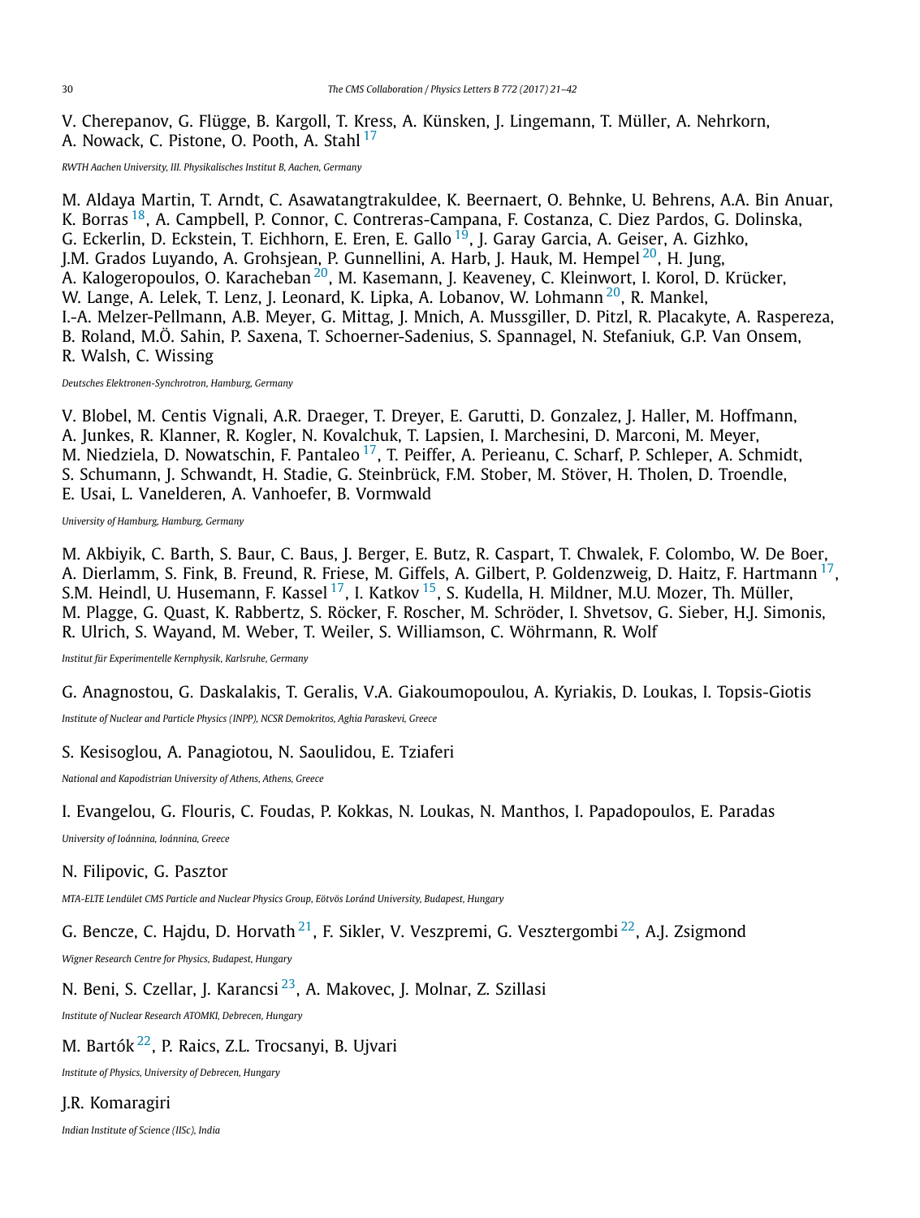V. Cherepanov, G. Flügge, B. Kargoll, T. Kress, A. Künsken, J. Lingemann, T. Müller, A. Nehrkorn, A. Nowack, C. Pistone, O. Pooth, A. Stahl [17]

*RWTH Aachen University, III. Physikalisches Institut B, Aachen, Germany*

M. Aldaya Martin, T. Arndt, C. Asawatangtrakuldee, K. Beernaert, O. Behnke, U. Behrens, A.A. Bin Anuar, K. Borras [18], A. Campbell, P. Connor, C. Contreras-Campana, F. Costanza, C. Diez Pardos, G. Dolinska, G. Eckerlin, D. Eckstein, T. Eichhorn, E. Eren, E. Gallo [19], J. Garay Garcia, A. Geiser, A. Gizhko, J.M. Grados Luyando, A. Grohsjean, P. Gunnellini, A. Harb, J. Hauk, M. Hempel [20], H. Jung, A. Kalogeropoulos, O. Karacheban [20], M. Kasemann, J. Keaveney, C. Kleinwort, I. Korol, D. Krücker, W. Lange, A. Lelek, T. Lenz, J. Leonard, K. Lipka, A. Lobanov, W. Lohmann [20], R. Mankel, I.-A. Melzer-Pellmann, A.B. Meyer, G. Mittag, J. Mnich, A. Mussgiller, D. Pitzl, R. Placakyte, A. Raspereza, B. Roland, M.Ö. Sahin, P. Saxena, T. Schoerner-Sadenius, S. Spannagel, N. Stefaniuk, G.P. Van Onsem, R. Walsh, C. Wissing

*Deutsches Elektronen-Synchrotron, Hamburg, Germany*

V. Blobel, M. Centis Vignali, A.R. Draeger, T. Dreyer, E. Garutti, D. Gonzalez, J. Haller, M. Hoffmann, A. Junkes, R. Klanner, R. Kogler, N. Kovalchuk, T. Lapsien, I. Marchesini, D. Marconi, M. Meyer, M. Niedziela, D. Nowatschin, F. Pantaleo [17], T. Peiffer, A. Perieanu, C. Scharf, P. Schleper, A. Schmidt, S. Schumann, J. Schwandt, H. Stadie, G. Steinbrück, F.M. Stober, M. Stöver, H. Tholen, D. Troendle, E. Usai, L. Vanelderen, A. Vanhoefer, B. Vormwald

*University of Hamburg, Hamburg, Germany*

M. Akbiyik, C. Barth, S. Baur, C. Baus, J. Berger, E. Butz, R. Caspart, T. Chwalek, F. Colombo, W. De Boer, A. Dierlamm, S. Fink, B. Freund, R. Friese, M. Giffels, A. Gilbert, P. Goldenzweig, D. Haitz, F. Hartmann [17], S.M. Heindl, U. Husemann, F. Kassel [17], I. Katkov [15], S. Kudella, H. Mildner, M.U. Mozer, Th. Müller, M. Plagge, G. Quast, K. Rabbertz, S. Röcker, F. Roscher, M. Schröder, I. Shvetsov, G. Sieber, H.J. Simonis, R. Ulrich, S. Wayand, M. Weber, T. Weiler, S. Williamson, C. Wöhrmann, R. Wolf

*Institut für Experimentelle Kernphysik, Karlsruhe, Germany*

G. Anagnostou, G. Daskalakis, T. Geralis, V.A. Giakoumopoulou, A. Kyriakis, D. Loukas, I. Topsis-Giotis

*Institute of Nuclear and Particle Physics (INPP), NCSR Demokritos, Aghia Paraskevi, Greece*

S. Kesisoglou, A. Panagiotou, N. Saoulidou, E. Tziaferi

*National and Kapodistrian University of Athens, Athens, Greece*

I. Evangelou, G. Flouris, C. Foudas, P. Kokkas, N. Loukas, N. Manthos, I. Papadopoulos, E. Paradas

*University of Ioánnina, Ioánnina, Greece*

N. Filipovic, G. Pasztor

*MTA-ELTE Lendület CMS Particle and Nuclear Physics Group, Eötvös Loránd University, Budapest, Hungary*

G. Bencze, C. Hajdu, D. Horvath [21], F. Sikler, V. Veszpremi, G. Vesztergombi [22], A.J. Zsigmond

*Wigner Research Centre for Physics, Budapest, Hungary*

N. Beni, S. Czellar, J. Karancsi [23], A. Makovec, J. Molnar, Z. Szillasi

*Institute of Nuclear Research ATOMKI, Debrecen, Hungary*

M. Bartók [22], P. Raics, Z.L. Trocsanyi, B. Ujvari

*Institute of Physics, University of Debrecen, Hungary*

J.R. Komaragiri

*Indian Institute of Science (IISc), India*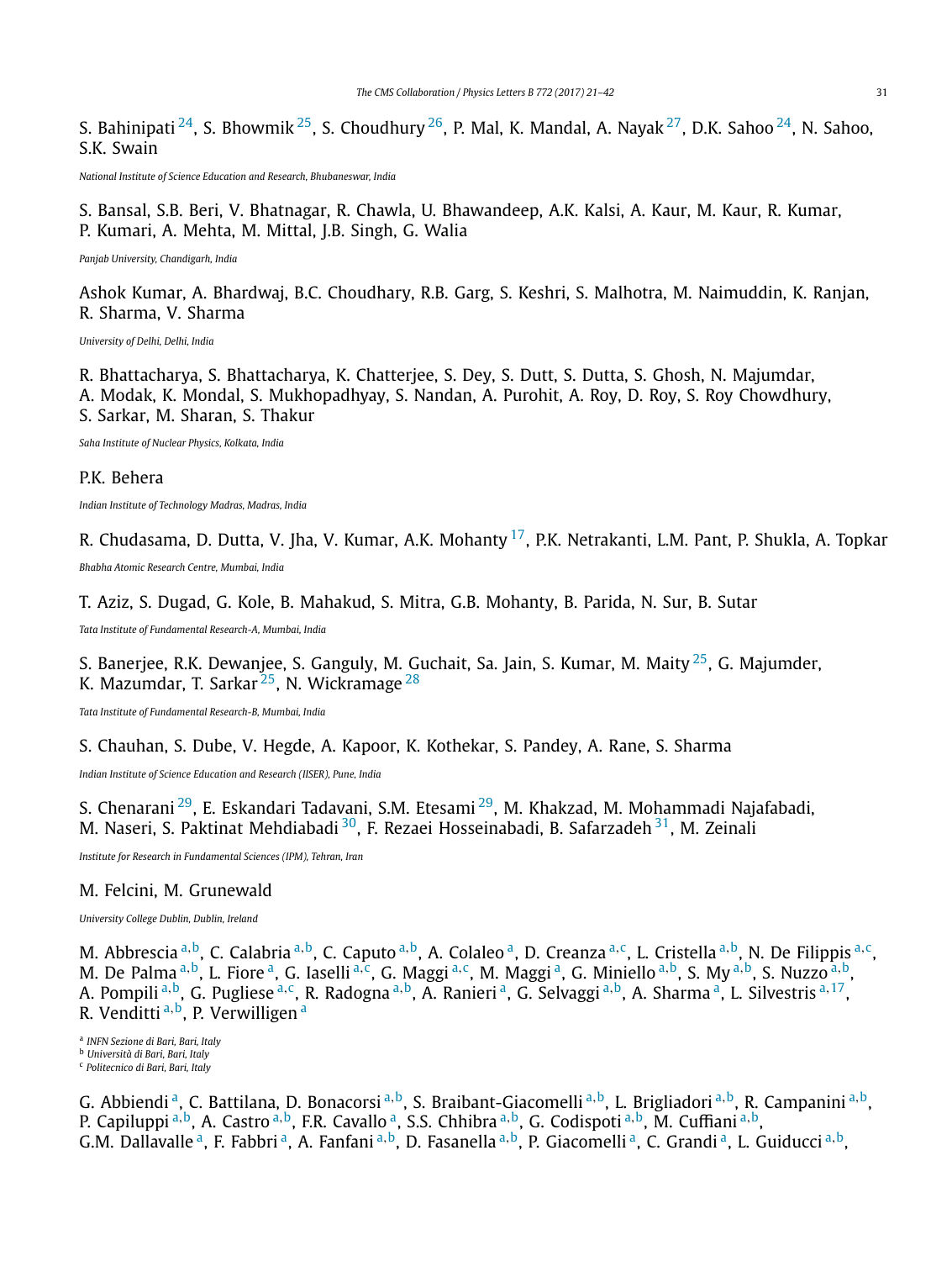S. Bahinipati [24], S. Bhowmik [25], S. Choudhury [26], P. Mal, K. Mandal, A. Nayak [27], D.K. Sahoo [24], N. Sahoo, S.K. Swain

*National Institute of Science Education and Research, Bhubaneswar, India*

S. Bansal, S.B. Beri, V. Bhatnagar, R. Chawla, U. Bhawandeep, A.K. Kalsi, A. Kaur, M. Kaur, R. Kumar, P. Kumari, A. Mehta, M. Mittal, J.B. Singh, G. Walia

*Panjab University, Chandigarh, India*

Ashok Kumar, A. Bhardwaj, B.C. Choudhary, R.B. Garg, S. Keshri, S. Malhotra, M. Naimuddin, K. Ranjan, R. Sharma, V. Sharma

*University of Delhi, Delhi, India*

R. Bhattacharya, S. Bhattacharya, K. Chatterjee, S. Dey, S. Dutt, S. Dutta, S. Ghosh, N. Majumdar, A. Modak, K. Mondal, S. Mukhopadhyay, S. Nandan, A. Purohit, A. Roy, D. Roy, S. Roy Chowdhury, S. Sarkar, M. Sharan, S. Thakur

*Saha Institute of Nuclear Physics, Kolkata, India*

P.K. Behera

*Indian Institute of Technology Madras, Madras, India*

R. Chudasama, D. Dutta, V. Jha, V. Kumar, A.K. Mohanty [17], P.K. Netrakanti, L.M. Pant, P. Shukla, A. Topkar

*Bhabha Atomic Research Centre, Mumbai, India*

T. Aziz, S. Dugad, G. Kole, B. Mahakud, S. Mitra, G.B. Mohanty, B. Parida, N. Sur, B. Sutar

*Tata Institute of Fundamental Research-A, Mumbai, India*

S. Banerjee, R.K. Dewanjee, S. Ganguly, M. Guchait, Sa. Jain, S. Kumar, M. Maity [25], G. Majumder, K. Mazumdar, T. Sarkar [25], N. Wickramage [28]

*Tata Institute of Fundamental Research-B, Mumbai, India*

S. Chauhan, S. Dube, V. Hegde, A. Kapoor, K. Kothekar, S. Pandey, A. Rane, S. Sharma

*Indian Institute of Science Education and Research (IISER), Pune, India*

S. Chenarani [29], E. Eskandari Tadavani, S.M. Etesami [29], M. Khakzad, M. Mohammadi Najafabadi, M. Naseri, S. Paktinat Mehdiabadi [30], F. Rezaei Hosseinabadi, B. Safarzadeh [31], M. Zeinali

*Institute for Research in Fundamental Sciences (IPM), Tehran, Iran*

M. Felcini, M. Grunewald

*University College Dublin, Dublin, Ireland*

M. Abbrescia [a,b], C. Calabria [a,b], C. Caputo [a,b], A. Colaleo [a], D. Creanza [a,c], L. Cristella [a,b], N. De Filippis [a,c], M. De Palma [a,b], L. Fiore [a], G. Iaselli [a,c], G. Maggi [a,c], M. Maggi [a], G. Miniello [a,b], S. My [a,b], S. Nuzzo [a,b], A. Pompili [a,b], G. Pugliese [a,c], R. Radogna [a,b], A. Ranieri [a], G. Selvaggi [a,b], A. Sharma [a], L. Silvestris [a,17], R. Venditti [a,b], P. Verwilligen [a]

[a] *INFN Sezione di Bari, Bari, Italy*
[b] *Università di Bari, Bari, Italy*
[c] *Politecnico di Bari, Bari, Italy*

G. Abbiendi [a], C. Battilana, D. Bonacorsi [a,b], S. Braibant-Giacomelli [a,b], L. Brigliadori [a,b], R. Campanini [a,b], P. Capiluppi [a,b], A. Castro [a,b], F.R. Cavallo [a], S.S. Chhibra [a,b], G. Codispoti [a,b], M. Cuffiani [a,b], G.M. Dallavalle [a], F. Fabbri [a], A. Fanfani [a,b], D. Fasanella [a,b], P. Giacomelli [a], C. Grandi [a], L. Guiducci [a,b],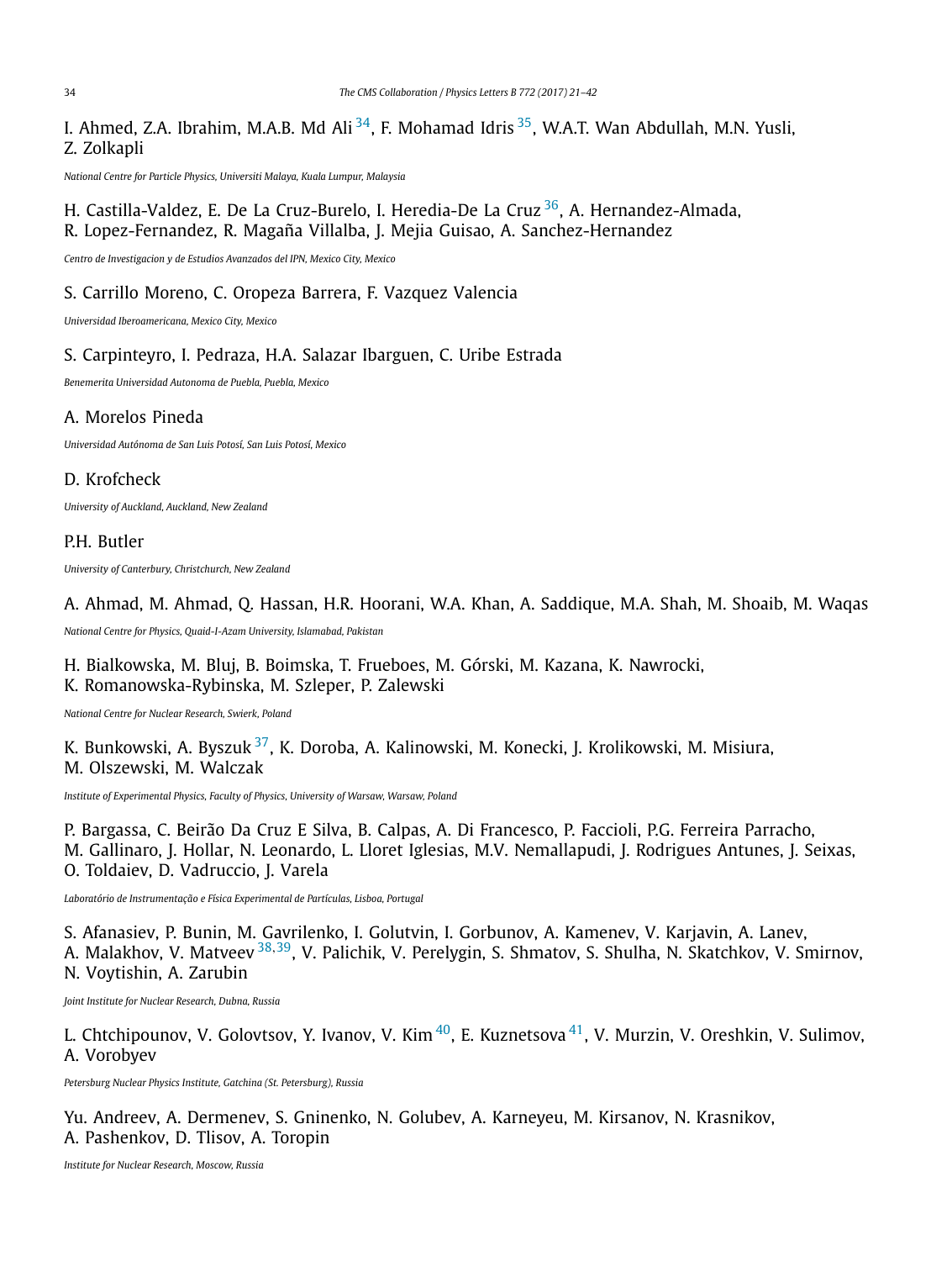I. Ahmed, Z.A. Ibrahim, M.A.B. Md Ali [34], F. Mohamad Idris [35], W.A.T. Wan Abdullah, M.N. Yusli, Z. Zolkapli

*National Centre for Particle Physics, Universiti Malaya, Kuala Lumpur, Malaysia*

H. Castilla-Valdez, E. De La Cruz-Burelo, I. Heredia-De La Cruz [36], A. Hernandez-Almada, R. Lopez-Fernandez, R. Magaña Villalba, J. Mejia Guisao, A. Sanchez-Hernandez

*Centro de Investigacion y de Estudios Avanzados del IPN, Mexico City, Mexico*

S. Carrillo Moreno, C. Oropeza Barrera, F. Vazquez Valencia

*Universidad Iberoamericana, Mexico City, Mexico*

S. Carpinteyro, I. Pedraza, H.A. Salazar Ibarguen, C. Uribe Estrada

*Benemerita Universidad Autonoma de Puebla, Puebla, Mexico*

A. Morelos Pineda

*Universidad Autónoma de San Luis Potosí, San Luis Potosí, Mexico*

D. Krofcheck

*University of Auckland, Auckland, New Zealand*

P.H. Butler

*University of Canterbury, Christchurch, New Zealand*

A. Ahmad, M. Ahmad, Q. Hassan, H.R. Hoorani, W.A. Khan, A. Saddique, M.A. Shah, M. Shoaib, M. Waqas

*National Centre for Physics, Quaid-I-Azam University, Islamabad, Pakistan*

H. Bialkowska, M. Bluj, B. Boimska, T. Frueboes, M. Górski, M. Kazana, K. Nawrocki, K. Romanowska-Rybinska, M. Szleper, P. Zalewski

*National Centre for Nuclear Research, Swierk, Poland*

K. Bunkowski, A. Byszuk [37], K. Doroba, A. Kalinowski, M. Konecki, J. Krolikowski, M. Misiura, M. Olszewski, M. Walczak

*Institute of Experimental Physics, Faculty of Physics, University of Warsaw, Warsaw, Poland*

P. Bargassa, C. Beirão Da Cruz E Silva, B. Calpas, A. Di Francesco, P. Faccioli, P.G. Ferreira Parracho, M. Gallinaro, J. Hollar, N. Leonardo, L. Lloret Iglesias, M.V. Nemallapudi, J. Rodrigues Antunes, J. Seixas, O. Toldaiev, D. Vadruccio, J. Varela

*Laboratório de Instrumentação e Física Experimental de Partículas, Lisboa, Portugal*

S. Afanasiev, P. Bunin, M. Gavrilenko, I. Golutvin, I. Gorbunov, A. Kamenev, V. Karjavin, A. Lanev, A. Malakhov, V. Matveev [38,39], V. Palichik, V. Perelygin, S. Shmatov, S. Shulha, N. Skatchkov, V. Smirnov, N. Voytishin, A. Zarubin

*Joint Institute for Nuclear Research, Dubna, Russia*

L. Chtchipounov, V. Golovtsov, Y. Ivanov, V. Kim [40], E. Kuznetsova [41], V. Murzin, V. Oreshkin, V. Sulimov, A. Vorobyev

*Petersburg Nuclear Physics Institute, Gatchina (St. Petersburg), Russia*

Yu. Andreev, A. Dermenev, S. Gninenko, N. Golubev, A. Karneyeu, M. Kirsanov, N. Krasnikov, A. Pashenkov, D. Tlisov, A. Toropin

*Institute for Nuclear Research, Moscow, Russia*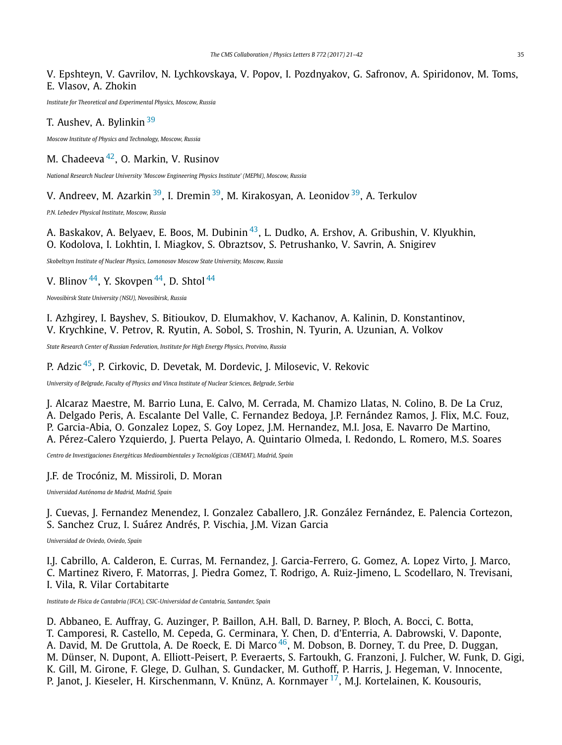V. Epshteyn, V. Gavrilov, N. Lychkovskaya, V. Popov, I. Pozdnyakov, G. Safronov, A. Spiridonov, M. Toms, E. Vlasov, A. Zhokin

*Institute for Theoretical and Experimental Physics, Moscow, Russia*

T. Aushev, A. Bylinkin [39]

*Moscow Institute of Physics and Technology, Moscow, Russia*

M. Chadeeva [42], O. Markin, V. Rusinov

*National Research Nuclear University 'Moscow Engineering Physics Institute' (MEPhI), Moscow, Russia*

V. Andreev, M. Azarkin [39], I. Dremin [39], M. Kirakosyan, A. Leonidov [39], A. Terkulov

*P.N. Lebedev Physical Institute, Moscow, Russia*

A. Baskakov, A. Belyaev, E. Boos, M. Dubinin [43], L. Dudko, A. Ershov, A. Gribushin, V. Klyukhin, O. Kodolova, I. Lokhtin, I. Miagkov, S. Obraztsov, S. Petrushanko, V. Savrin, A. Snigirev

*Skobeltsyn Institute of Nuclear Physics, Lomonosov Moscow State University, Moscow, Russia*

V. Blinov [44], Y. Skovpen [44], D. Shtol [44]

*Novosibirsk State University (NSU), Novosibirsk, Russia*

I. Azhgirey, I. Bayshev, S. Bitioukov, D. Elumakhov, V. Kachanov, A. Kalinin, D. Konstantinov, V. Krychkine, V. Petrov, R. Ryutin, A. Sobol, S. Troshin, N. Tyurin, A. Uzunian, A. Volkov

*State Research Center of Russian Federation, Institute for High Energy Physics, Protvino, Russia*

P. Adzic [45], P. Cirkovic, D. Devetak, M. Dordevic, J. Milosevic, V. Rekovic

*University of Belgrade, Faculty of Physics and Vinca Institute of Nuclear Sciences, Belgrade, Serbia*

J. Alcaraz Maestre, M. Barrio Luna, E. Calvo, M. Cerrada, M. Chamizo Llatas, N. Colino, B. De La Cruz, A. Delgado Peris, A. Escalante Del Valle, C. Fernandez Bedoya, J.P. Fernández Ramos, J. Flix, M.C. Fouz, P. Garcia-Abia, O. Gonzalez Lopez, S. Goy Lopez, J.M. Hernandez, M.I. Josa, E. Navarro De Martino, A. Pérez-Calero Yzquierdo, J. Puerta Pelayo, A. Quintario Olmeda, I. Redondo, L. Romero, M.S. Soares

*Centro de Investigaciones Energéticas Medioambientales y Tecnológicas (CIEMAT), Madrid, Spain*

J.F. de Trocóniz, M. Missiroli, D. Moran

*Universidad Autónoma de Madrid, Madrid, Spain*

J. Cuevas, J. Fernandez Menendez, I. Gonzalez Caballero, J.R. González Fernández, E. Palencia Cortezon, S. Sanchez Cruz, I. Suárez Andrés, P. Vischia, J.M. Vizan Garcia

*Universidad de Oviedo, Oviedo, Spain*

I.J. Cabrillo, A. Calderon, E. Curras, M. Fernandez, J. Garcia-Ferrero, G. Gomez, A. Lopez Virto, J. Marco, C. Martinez Rivero, F. Matorras, J. Piedra Gomez, T. Rodrigo, A. Ruiz-Jimeno, L. Scodellaro, N. Trevisani, I. Vila, R. Vilar Cortabitarte

*Instituto de Física de Cantabria (IFCA), CSIC-Universidad de Cantabria, Santander, Spain*

D. Abbaneo, E. Auffray, G. Auzinger, P. Baillon, A.H. Ball, D. Barney, P. Bloch, A. Bocci, C. Botta, T. Camporesi, R. Castello, M. Cepeda, G. Cerminara, Y. Chen, D. d'Enterria, A. Dabrowski, V. Daponte, A. David, M. De Gruttola, A. De Roeck, E. Di Marco [46], M. Dobson, B. Dorney, T. du Pree, D. Duggan, M. Dünser, N. Dupont, A. Elliott-Peisert, P. Everaerts, S. Fartoukh, G. Franzoni, J. Fulcher, W. Funk, D. Gigi, K. Gill, M. Girone, F. Glege, D. Gulhan, S. Gundacker, M. Guthoff, P. Harris, J. Hegeman, V. Innocente, P. Janot, J. Kieseler, H. Kirschenmann, V. Knünz, A. Kornmayer [17], M.J. Kortelainen, K. Kousouris,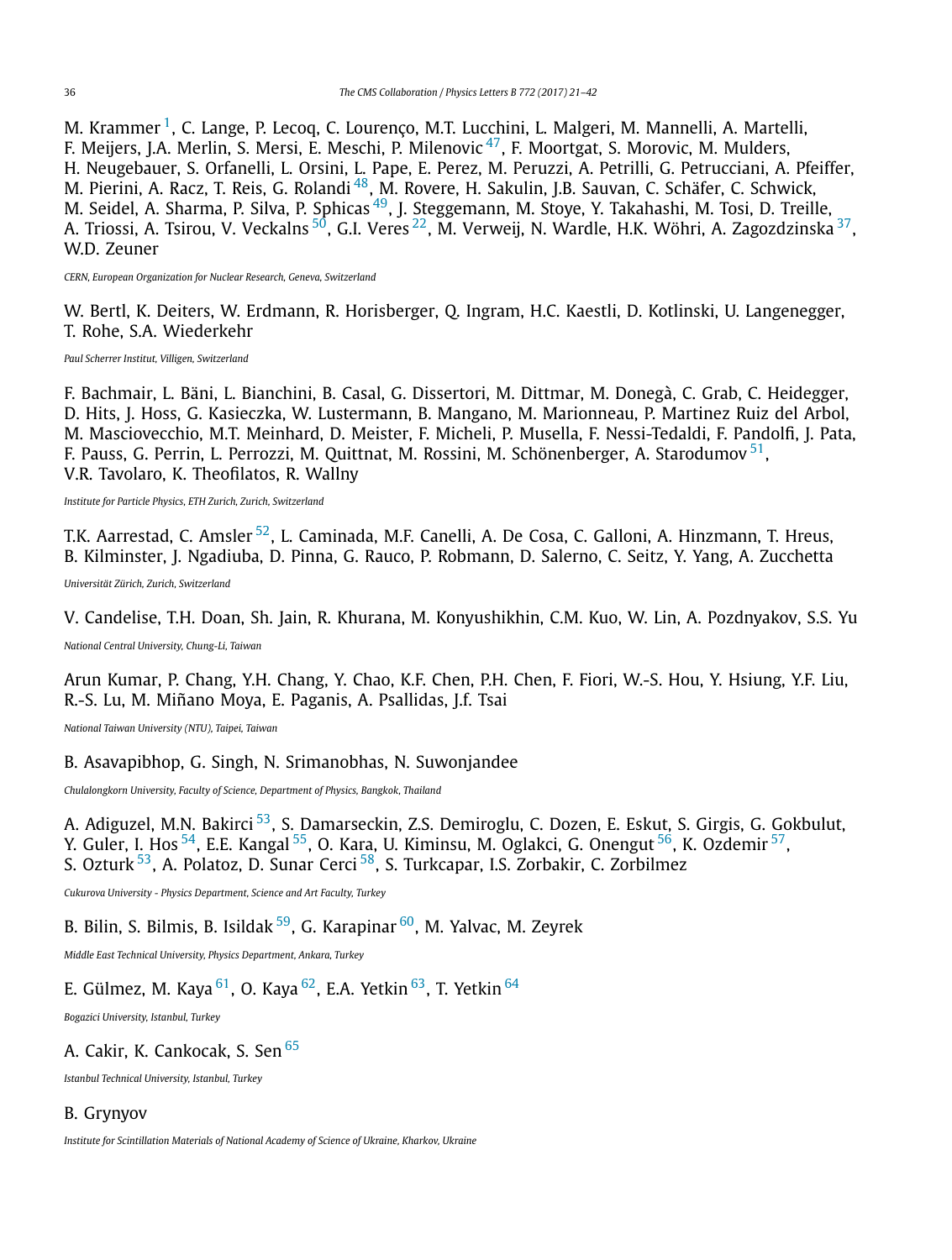M. Krammer [1], C. Lange, P. Lecoq, C. Lourenço, M.T. Lucchini, L. Malgeri, M. Mannelli, A. Martelli, F. Meijers, J.A. Merlin, S. Mersi, E. Meschi, P. Milenovic [47], F. Moortgat, S. Morovic, M. Mulders, H. Neugebauer, S. Orfanelli, L. Orsini, L. Pape, E. Perez, M. Peruzzi, A. Petrilli, G. Petrucciani, A. Pfeiffer, M. Pierini, A. Racz, T. Reis, G. Rolandi [48], M. Rovere, H. Sakulin, J.B. Sauvan, C. Schäfer, C. Schwick, M. Seidel, A. Sharma, P. Silva, P. Sphicas [49], J. Steggemann, M. Stoye, Y. Takahashi, M. Tosi, D. Treille, A. Triossi, A. Tsirou, V. Veckalns [50], G.I. Veres [22], M. Verweij, N. Wardle, H.K. Wöhri, A. Zagozdzinska [37], W.D. Zeuner

*CERN, European Organization for Nuclear Research, Geneva, Switzerland*

W. Bertl, K. Deiters, W. Erdmann, R. Horisberger, Q. Ingram, H.C. Kaestli, D. Kotlinski, U. Langenegger, T. Rohe, S.A. Wiederkehr

*Paul Scherrer Institut, Villigen, Switzerland*

F. Bachmair, L. Bäni, L. Bianchini, B. Casal, G. Dissertori, M. Dittmar, M. Donegà, C. Grab, C. Heidegger, D. Hits, J. Hoss, G. Kasieczka, W. Lustermann, B. Mangano, M. Marionneau, P. Martinez Ruiz del Arbol, M. Masciovecchio, M.T. Meinhard, D. Meister, F. Micheli, P. Musella, F. Nessi-Tedaldi, F. Pandolfi, J. Pata, F. Pauss, G. Perrin, L. Perrozzi, M. Quittnat, M. Rossini, M. Schönenberger, A. Starodumov [51], V.R. Tavolaro, K. Theofilatos, R. Wallny

*Institute for Particle Physics, ETH Zurich, Zurich, Switzerland*

T.K. Aarrestad, C. Amsler [52], L. Caminada, M.F. Canelli, A. De Cosa, C. Galloni, A. Hinzmann, T. Hreus, B. Kilminster, J. Ngadiuba, D. Pinna, G. Rauco, P. Robmann, D. Salerno, C. Seitz, Y. Yang, A. Zucchetta

*Universität Zürich, Zurich, Switzerland*

V. Candelise, T.H. Doan, Sh. Jain, R. Khurana, M. Konyushikhin, C.M. Kuo, W. Lin, A. Pozdnyakov, S.S. Yu

*National Central University, Chung-Li, Taiwan*

Arun Kumar, P. Chang, Y.H. Chang, Y. Chao, K.F. Chen, P.H. Chen, F. Fiori, W.-S. Hou, Y. Hsiung, Y.F. Liu, R.-S. Lu, M. Miñano Moya, E. Paganis, A. Psallidas, J.f. Tsai

*National Taiwan University (NTU), Taipei, Taiwan*

B. Asavapibhop, G. Singh, N. Srimanobhas, N. Suwonjandee

*Chulalongkorn University, Faculty of Science, Department of Physics, Bangkok, Thailand*

A. Adiguzel, M.N. Bakirci [53], S. Damarseckin, Z.S. Demiroglu, C. Dozen, E. Eskut, S. Girgis, G. Gokbulut, Y. Guler, I. Hos [54], E.E. Kangal [55], O. Kara, U. Kiminsu, M. Oglakci, G. Onengut [56], K. Ozdemir [57], S. Ozturk [53], A. Polatoz, D. Sunar Cerci [58], S. Turkcapar, I.S. Zorbakir, C. Zorbilmez

*Cukurova University - Physics Department, Science and Art Faculty, Turkey*

B. Bilin, S. Bilmis, B. Isildak [59], G. Karapinar [60], M. Yalvac, M. Zeyrek

*Middle East Technical University, Physics Department, Ankara, Turkey*

E. Gülmez, M. Kaya [61], O. Kaya [62], E.A. Yetkin [63], T. Yetkin [64]

*Bogazici University, Istanbul, Turkey*

A. Cakir, K. Cankocak, S. Sen [65]

*Istanbul Technical University, Istanbul, Turkey*

B. Grynyov

*Institute for Scintillation Materials of National Academy of Science of Ukraine, Kharkov, Ukraine*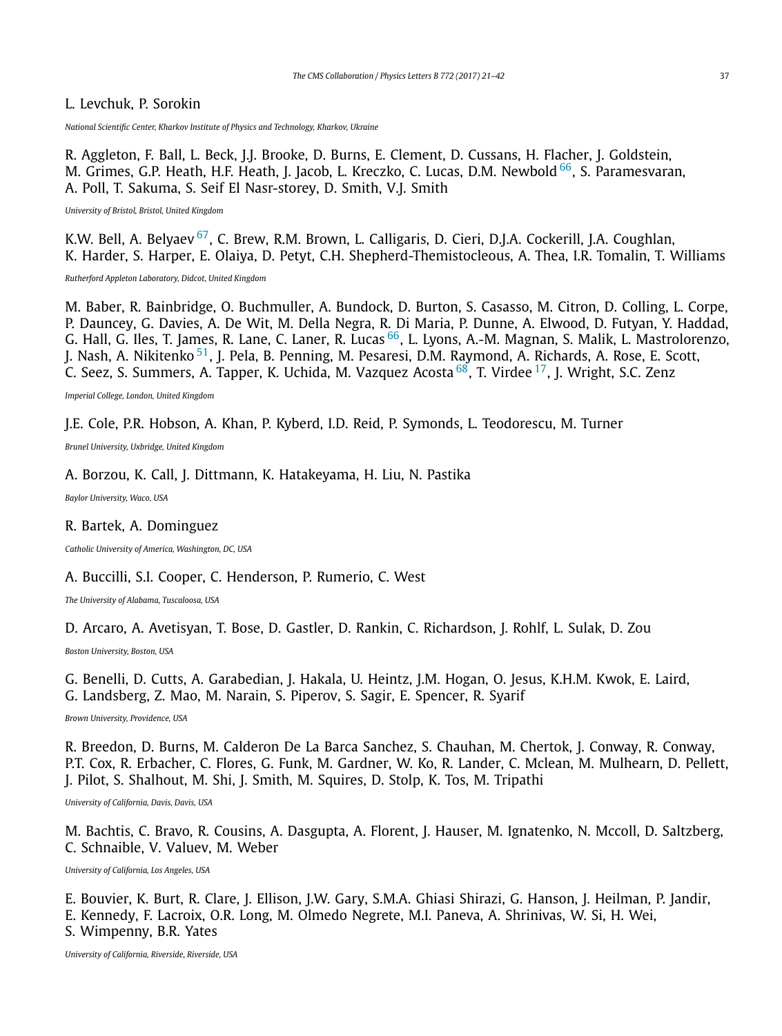L. Levchuk, P. Sorokin

*National Scientific Center, Kharkov Institute of Physics and Technology, Kharkov, Ukraine*

R. Aggleton, F. Ball, L. Beck, J.J. Brooke, D. Burns, E. Clement, D. Cussans, H. Flacher, J. Goldstein, M. Grimes, G.P. Heath, H.F. Heath, J. Jacob, L. Kreczko, C. Lucas, D.M. Newbold [66], S. Paramesvaran, A. Poll, T. Sakuma, S. Seif El Nasr-storey, D. Smith, V.J. Smith

*University of Bristol, Bristol, United Kingdom*

K.W. Bell, A. Belyaev [67], C. Brew, R.M. Brown, L. Calligaris, D. Cieri, D.J.A. Cockerill, J.A. Coughlan, K. Harder, S. Harper, E. Olaiya, D. Petyt, C.H. Shepherd-Themistocleous, A. Thea, I.R. Tomalin, T. Williams

*Rutherford Appleton Laboratory, Didcot, United Kingdom*

M. Baber, R. Bainbridge, O. Buchmuller, A. Bundock, D. Burton, S. Casasso, M. Citron, D. Colling, L. Corpe, P. Dauncey, G. Davies, A. De Wit, M. Della Negra, R. Di Maria, P. Dunne, A. Elwood, D. Futyan, Y. Haddad, G. Hall, G. Iles, T. James, R. Lane, C. Laner, R. Lucas [66], L. Lyons, A.-M. Magnan, S. Malik, L. Mastrolorenzo, J. Nash, A. Nikitenko [51], J. Pela, B. Penning, M. Pesaresi, D.M. Raymond, A. Richards, A. Rose, E. Scott, C. Seez, S. Summers, A. Tapper, K. Uchida, M. Vazquez Acosta [68], T. Virdee [17], J. Wright, S.C. Zenz

*Imperial College, London, United Kingdom*

J.E. Cole, P.R. Hobson, A. Khan, P. Kyberd, I.D. Reid, P. Symonds, L. Teodorescu, M. Turner

*Brunel University, Uxbridge, United Kingdom*

A. Borzou, K. Call, J. Dittmann, K. Hatakeyama, H. Liu, N. Pastika

*Baylor University, Waco, USA*

R. Bartek, A. Dominguez

*Catholic University of America, Washington, DC, USA*

A. Buccilli, S.I. Cooper, C. Henderson, P. Rumerio, C. West

*The University of Alabama, Tuscaloosa, USA*

D. Arcaro, A. Avetisyan, T. Bose, D. Gastler, D. Rankin, C. Richardson, J. Rohlf, L. Sulak, D. Zou

*Boston University, Boston, USA*

G. Benelli, D. Cutts, A. Garabedian, J. Hakala, U. Heintz, J.M. Hogan, O. Jesus, K.H.M. Kwok, E. Laird, G. Landsberg, Z. Mao, M. Narain, S. Piperov, S. Sagir, E. Spencer, R. Syarif

*Brown University, Providence, USA*

R. Breedon, D. Burns, M. Calderon De La Barca Sanchez, S. Chauhan, M. Chertok, J. Conway, R. Conway, P.T. Cox, R. Erbacher, C. Flores, G. Funk, M. Gardner, W. Ko, R. Lander, C. Mclean, M. Mulhearn, D. Pellett, J. Pilot, S. Shalhout, M. Shi, J. Smith, M. Squires, D. Stolp, K. Tos, M. Tripathi

*University of California, Davis, Davis, USA*

M. Bachtis, C. Bravo, R. Cousins, A. Dasgupta, A. Florent, J. Hauser, M. Ignatenko, N. Mccoll, D. Saltzberg, C. Schnaible, V. Valuev, M. Weber

*University of California, Los Angeles, USA*

E. Bouvier, K. Burt, R. Clare, J. Ellison, J.W. Gary, S.M.A. Ghiasi Shirazi, G. Hanson, J. Heilman, P. Jandir, E. Kennedy, F. Lacroix, O.R. Long, M. Olmedo Negrete, M.I. Paneva, A. Shrinivas, W. Si, H. Wei, S. Wimpenny, B.R. Yates

*University of California, Riverside, Riverside, USA*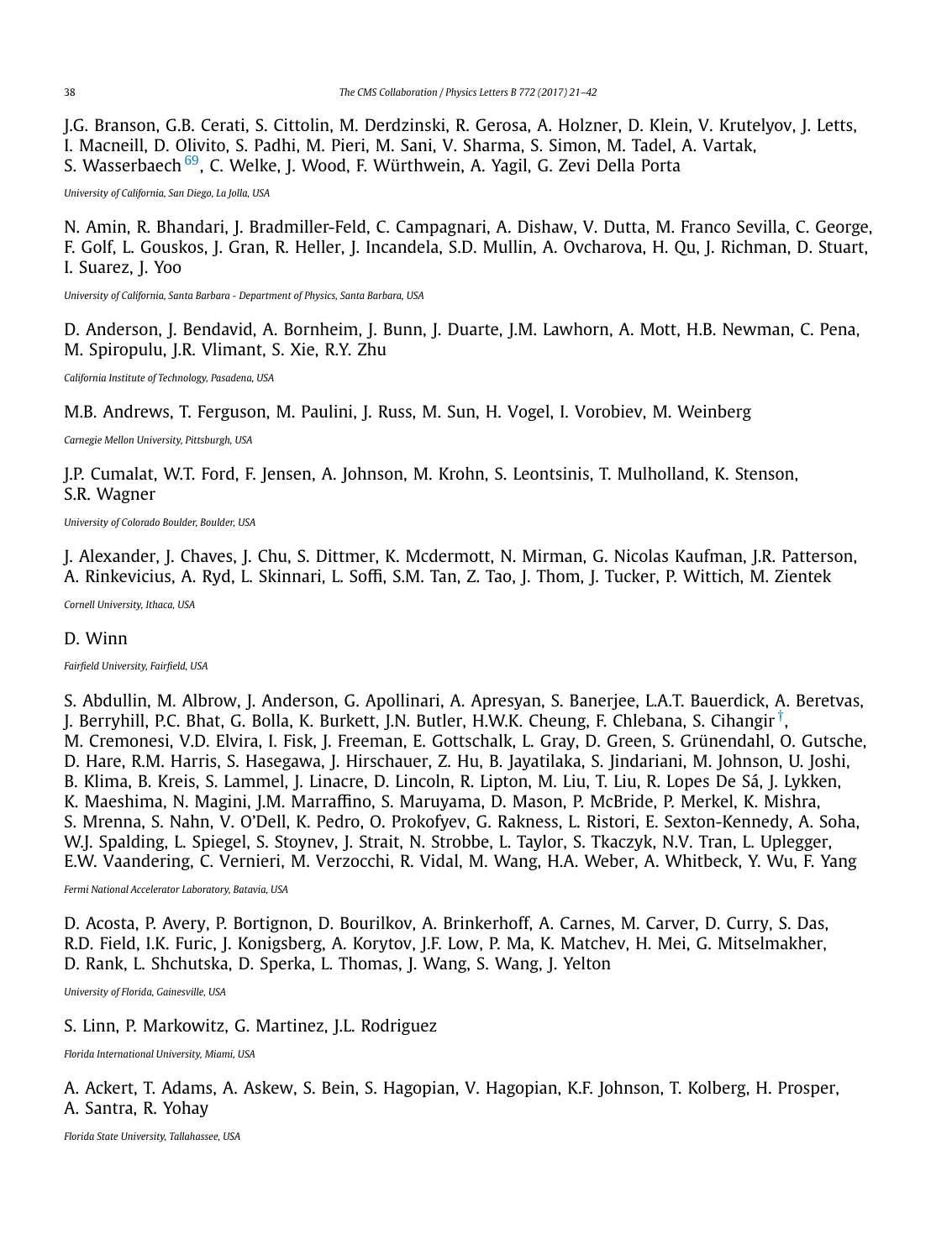J.G. Branson, G.B. Cerati, S. Cittolin, M. Derdzinski, R. Gerosa, A. Holzner, D. Klein, V. Krutelyov, J. Letts, I. Macneill, D. Olivito, S. Padhi, M. Pieri, M. Sani, V. Sharma, S. Simon, M. Tadel, A. Vartak, S. Wasserbaech [69], C. Welke, J. Wood, F. Würthwein, A. Yagil, G. Zevi Della Porta

*University of California, San Diego, La Jolla, USA*

N. Amin, R. Bhandari, J. Bradmiller-Feld, C. Campagnari, A. Dishaw, V. Dutta, M. Franco Sevilla, C. George, F. Golf, L. Gouskos, J. Gran, R. Heller, J. Incandela, S.D. Mullin, A. Ovcharova, H. Qu, J. Richman, D. Stuart, I. Suarez, J. Yoo

*University of California, Santa Barbara - Department of Physics, Santa Barbara, USA*

D. Anderson, J. Bendavid, A. Bornheim, J. Bunn, J. Duarte, J.M. Lawhorn, A. Mott, H.B. Newman, C. Pena, M. Spiropulu, J.R. Vlimant, S. Xie, R.Y. Zhu

*California Institute of Technology, Pasadena, USA*

M.B. Andrews, T. Ferguson, M. Paulini, J. Russ, M. Sun, H. Vogel, I. Vorobiev, M. Weinberg

*Carnegie Mellon University, Pittsburgh, USA*

J.P. Cumalat, W.T. Ford, F. Jensen, A. Johnson, M. Krohn, S. Leontsinis, T. Mulholland, K. Stenson, S.R. Wagner

*University of Colorado Boulder, Boulder, USA*

J. Alexander, J. Chaves, J. Chu, S. Dittmer, K. Mcdermott, N. Mirman, G. Nicolas Kaufman, J.R. Patterson, A. Rinkevicius, A. Ryd, L. Skinnari, L. Soffi, S.M. Tan, Z. Tao, J. Thom, J. Tucker, P. Wittich, M. Zientek

*Cornell University, Ithaca, USA*

D. Winn

*Fairfield University, Fairfield, USA*

S. Abdullin, M. Albrow, J. Anderson, G. Apollinari, A. Apresyan, S. Banerjee, L.A.T. Bauerdick, A. Beretvas, J. Berryhill, P.C. Bhat, G. Bolla, K. Burkett, J.N. Butler, H.W.K. Cheung, F. Chlebana, S. Cihangir [†], M. Cremonesi, V.D. Elvira, I. Fisk, J. Freeman, E. Gottschalk, L. Gray, D. Green, S. Grünendahl, O. Gutsche, D. Hare, R.M. Harris, S. Hasegawa, J. Hirschauer, Z. Hu, B. Jayatilaka, S. Jindariani, M. Johnson, U. Joshi, B. Klima, B. Kreis, S. Lammel, J. Linacre, D. Lincoln, R. Lipton, M. Liu, T. Liu, R. Lopes De Sá, J. Lykken, K. Maeshima, N. Magini, J.M. Marraffino, S. Maruyama, D. Mason, P. McBride, P. Merkel, K. Mishra, S. Mrenna, S. Nahn, V. O'Dell, K. Pedro, O. Prokofyev, G. Rakness, L. Ristori, E. Sexton-Kennedy, A. Soha, W.J. Spalding, L. Spiegel, S. Stoynev, J. Strait, N. Strobbe, L. Taylor, S. Tkaczyk, N.V. Tran, L. Uplegger, E.W. Vaandering, C. Vernieri, M. Verzocchi, R. Vidal, M. Wang, H.A. Weber, A. Whitbeck, Y. Wu, F. Yang

*Fermi National Accelerator Laboratory, Batavia, USA*

D. Acosta, P. Avery, P. Bortignon, D. Bourilkov, A. Brinkerhoff, A. Carnes, M. Carver, D. Curry, S. Das, R.D. Field, I.K. Furic, J. Konigsberg, A. Korytov, J.F. Low, P. Ma, K. Matchev, H. Mei, G. Mitselmakher, D. Rank, L. Shchutska, D. Sperka, L. Thomas, J. Wang, S. Wang, J. Yelton

*University of Florida, Gainesville, USA*

S. Linn, P. Markowitz, G. Martinez, J.L. Rodriguez

*Florida International University, Miami, USA*

A. Ackert, T. Adams, A. Askew, S. Bein, S. Hagopian, V. Hagopian, K.F. Johnson, T. Kolberg, H. Prosper, A. Santra, R. Yohay

*Florida State University, Tallahassee, USA*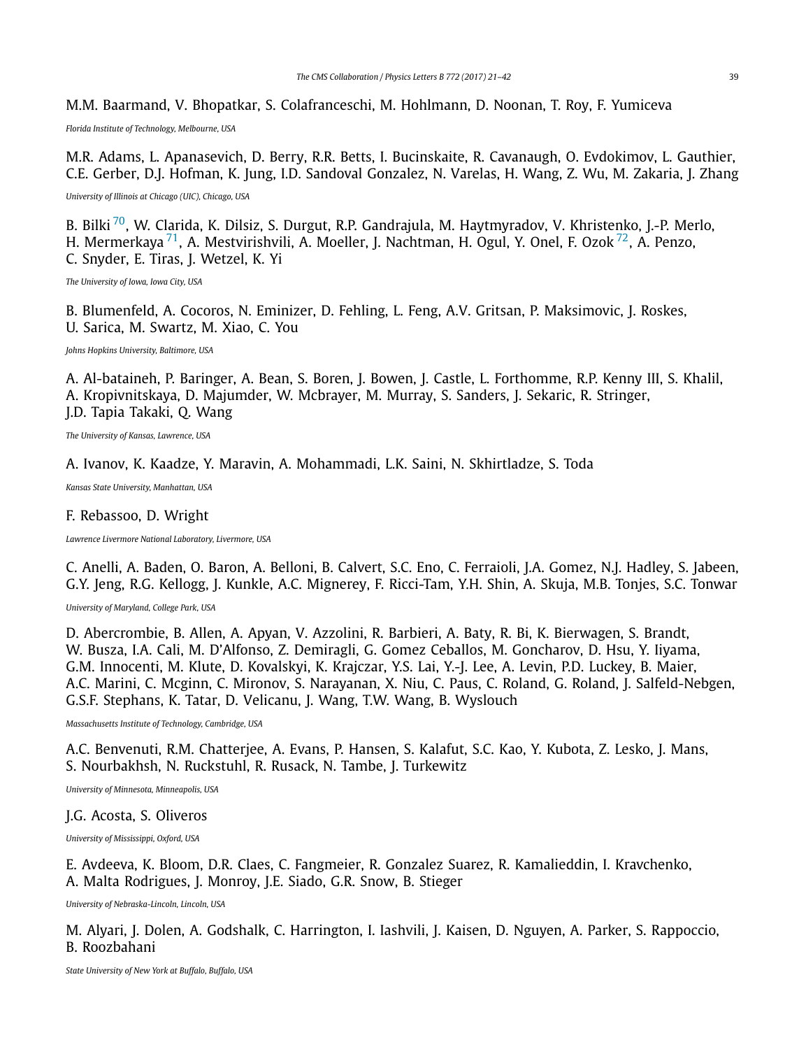M.M. Baarmand, V. Bhopatkar, S. Colafranceschi, M. Hohlmann, D. Noonan, T. Roy, F. Yumiceva

*Florida Institute of Technology, Melbourne, USA*

M.R. Adams, L. Apanasevich, D. Berry, R.R. Betts, I. Bucinskaite, R. Cavanaugh, O. Evdokimov, L. Gauthier, C.E. Gerber, D.J. Hofman, K. Jung, I.D. Sandoval Gonzalez, N. Varelas, H. Wang, Z. Wu, M. Zakaria, J. Zhang

*University of Illinois at Chicago (UIC), Chicago, USA*

B. Bilki [70], W. Clarida, K. Dilsiz, S. Durgut, R.P. Gandrajula, M. Haytmyradov, V. Khristenko, J.-P. Merlo, H. Mermerkaya [71], A. Mestvirishvili, A. Moeller, J. Nachtman, H. Ogul, Y. Onel, F. Ozok [72], A. Penzo, C. Snyder, E. Tiras, J. Wetzel, K. Yi

*The University of Iowa, Iowa City, USA*

B. Blumenfeld, A. Cocoros, N. Eminizer, D. Fehling, L. Feng, A.V. Gritsan, P. Maksimovic, J. Roskes, U. Sarica, M. Swartz, M. Xiao, C. You

*Johns Hopkins University, Baltimore, USA*

A. Al-bataineh, P. Baringer, A. Bean, S. Boren, J. Bowen, J. Castle, L. Forthomme, R.P. Kenny III, S. Khalil, A. Kropivnitskaya, D. Majumder, W. Mcbrayer, M. Murray, S. Sanders, J. Sekaric, R. Stringer, J.D. Tapia Takaki, Q. Wang

*The University of Kansas, Lawrence, USA*

A. Ivanov, K. Kaadze, Y. Maravin, A. Mohammadi, L.K. Saini, N. Skhirtladze, S. Toda

*Kansas State University, Manhattan, USA*

F. Rebassoo, D. Wright

*Lawrence Livermore National Laboratory, Livermore, USA*

C. Anelli, A. Baden, O. Baron, A. Belloni, B. Calvert, S.C. Eno, C. Ferraioli, J.A. Gomez, N.J. Hadley, S. Jabeen, G.Y. Jeng, R.G. Kellogg, J. Kunkle, A.C. Mignerey, F. Ricci-Tam, Y.H. Shin, A. Skuja, M.B. Tonjes, S.C. Tonwar

*University of Maryland, College Park, USA*

D. Abercrombie, B. Allen, A. Apyan, V. Azzolini, R. Barbieri, A. Baty, R. Bi, K. Bierwagen, S. Brandt, W. Busza, I.A. Cali, M. D'Alfonso, Z. Demiragli, G. Gomez Ceballos, M. Goncharov, D. Hsu, Y. Iiyama, G.M. Innocenti, M. Klute, D. Kovalskyi, K. Krajczar, Y.S. Lai, Y.-J. Lee, A. Levin, P.D. Luckey, B. Maier, A.C. Marini, C. Mcginn, C. Mironov, S. Narayanan, X. Niu, C. Paus, C. Roland, G. Roland, J. Salfeld-Nebgen, G.S.F. Stephans, K. Tatar, D. Velicanu, J. Wang, T.W. Wang, B. Wyslouch

*Massachusetts Institute of Technology, Cambridge, USA*

A.C. Benvenuti, R.M. Chatterjee, A. Evans, P. Hansen, S. Kalafut, S.C. Kao, Y. Kubota, Z. Lesko, J. Mans, S. Nourbakhsh, N. Ruckstuhl, R. Rusack, N. Tambe, J. Turkewitz

*University of Minnesota, Minneapolis, USA*

J.G. Acosta, S. Oliveros

*University of Mississippi, Oxford, USA*

E. Avdeeva, K. Bloom, D.R. Claes, C. Fangmeier, R. Gonzalez Suarez, R. Kamalieddin, I. Kravchenko, A. Malta Rodrigues, J. Monroy, J.E. Siado, G.R. Snow, B. Stieger

*University of Nebraska-Lincoln, Lincoln, USA*

M. Alyari, J. Dolen, A. Godshalk, C. Harrington, I. Iashvili, J. Kaisen, D. Nguyen, A. Parker, S. Rappoccio, B. Roozbahani

*State University of New York at Buffalo, Buffalo, USA*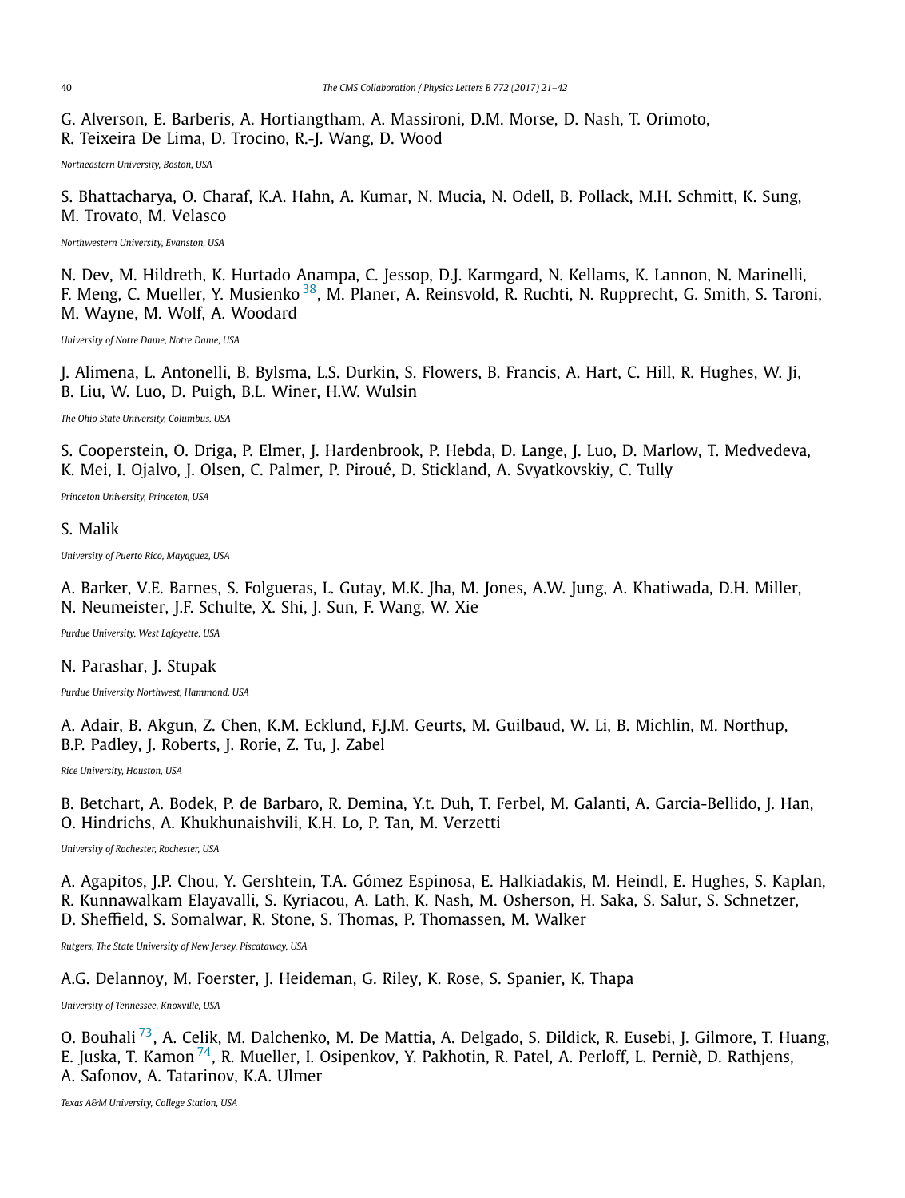G. Alverson, E. Barberis, A. Hortiangtham, A. Massironi, D.M. Morse, D. Nash, T. Orimoto, R. Teixeira De Lima, D. Trocino, R.-J. Wang, D. Wood

*Northeastern University, Boston, USA*

S. Bhattacharya, O. Charaf, K.A. Hahn, A. Kumar, N. Mucia, N. Odell, B. Pollack, M.H. Schmitt, K. Sung, M. Trovato, M. Velasco

*Northwestern University, Evanston, USA*

N. Dev, M. Hildreth, K. Hurtado Anampa, C. Jessop, D.J. Karmgard, N. Kellams, K. Lannon, N. Marinelli, F. Meng, C. Mueller, Y. Musienko [38], M. Planer, A. Reinsvold, R. Ruchti, N. Rupprecht, G. Smith, S. Taroni, M. Wayne, M. Wolf, A. Woodard

*University of Notre Dame, Notre Dame, USA*

J. Alimena, L. Antonelli, B. Bylsma, L.S. Durkin, S. Flowers, B. Francis, A. Hart, C. Hill, R. Hughes, W. Ji, B. Liu, W. Luo, D. Puigh, B.L. Winer, H.W. Wulsin

*The Ohio State University, Columbus, USA*

S. Cooperstein, O. Driga, P. Elmer, J. Hardenbrook, P. Hebda, D. Lange, J. Luo, D. Marlow, T. Medvedeva, K. Mei, I. Ojalvo, J. Olsen, C. Palmer, P. Piroué, D. Stickland, A. Svyatkovskiy, C. Tully

*Princeton University, Princeton, USA*

S. Malik

*University of Puerto Rico, Mayaguez, USA*

A. Barker, V.E. Barnes, S. Folgueras, L. Gutay, M.K. Jha, M. Jones, A.W. Jung, A. Khatiwada, D.H. Miller, N. Neumeister, J.F. Schulte, X. Shi, J. Sun, F. Wang, W. Xie

*Purdue University, West Lafayette, USA*

N. Parashar, J. Stupak

*Purdue University Northwest, Hammond, USA*

A. Adair, B. Akgun, Z. Chen, K.M. Ecklund, F.J.M. Geurts, M. Guilbaud, W. Li, B. Michlin, M. Northup, B.P. Padley, J. Roberts, J. Rorie, Z. Tu, J. Zabel

*Rice University, Houston, USA*

B. Betchart, A. Bodek, P. de Barbaro, R. Demina, Y.t. Duh, T. Ferbel, M. Galanti, A. Garcia-Bellido, J. Han, O. Hindrichs, A. Khukhunaishvili, K.H. Lo, P. Tan, M. Verzetti

*University of Rochester, Rochester, USA*

A. Agapitos, J.P. Chou, Y. Gershtein, T.A. Gómez Espinosa, E. Halkiadakis, M. Heindl, E. Hughes, S. Kaplan, R. Kunnawalkam Elayavalli, S. Kyriacou, A. Lath, K. Nash, M. Osherson, H. Saka, S. Salur, S. Schnetzer, D. Sheffield, S. Somalwar, R. Stone, S. Thomas, P. Thomassen, M. Walker

*Rutgers, The State University of New Jersey, Piscataway, USA*

A.G. Delannoy, M. Foerster, J. Heideman, G. Riley, K. Rose, S. Spanier, K. Thapa

*University of Tennessee, Knoxville, USA*

O. Bouhali [73], A. Celik, M. Dalchenko, M. De Mattia, A. Delgado, S. Dildick, R. Eusebi, J. Gilmore, T. Huang, E. Juska, T. Kamon [74], R. Mueller, I. Osipenkov, Y. Pakhotin, R. Patel, A. Perloff, L. Perniè, D. Rathjens, A. Safonov, A. Tatarinov, K.A. Ulmer

*Texas A&M University, College Station, USA*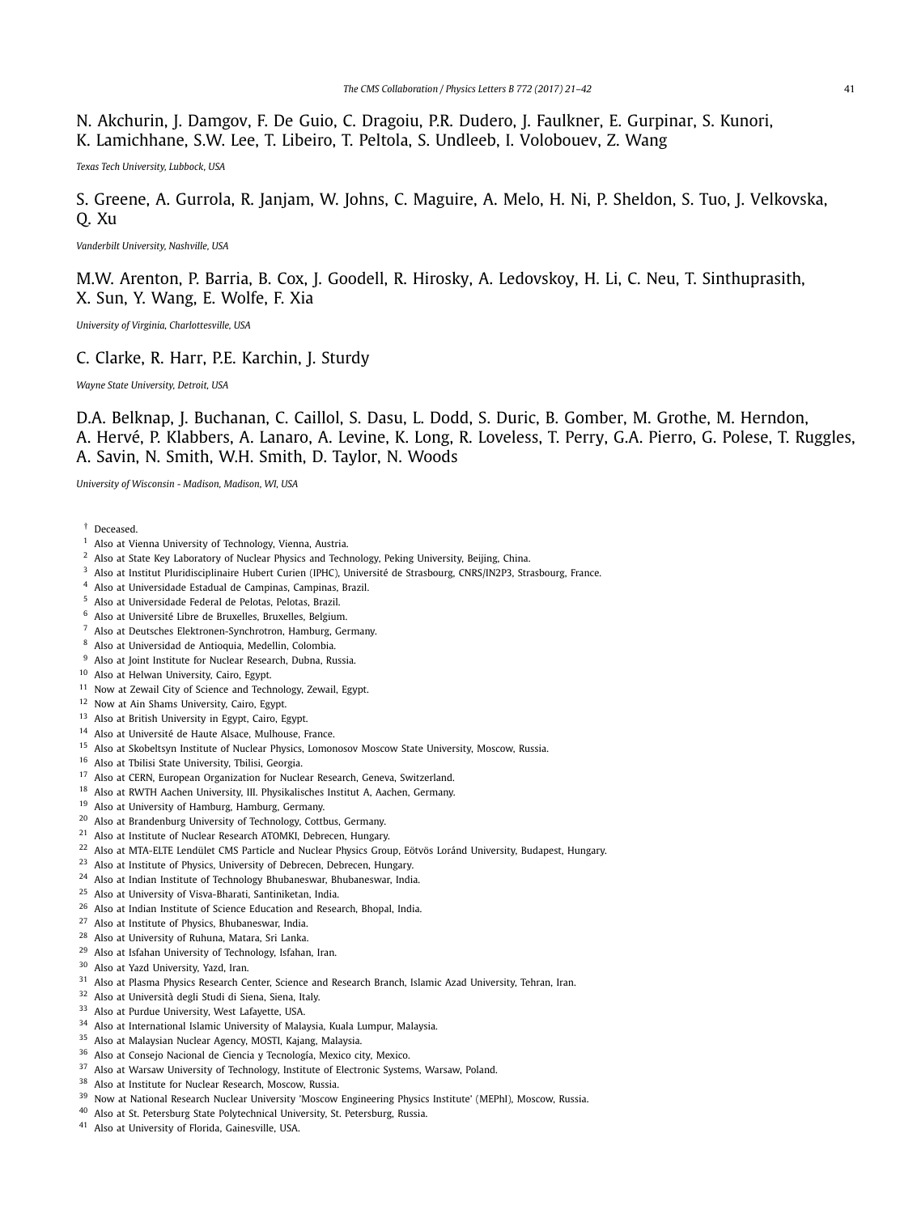N. Akchurin, J. Damgov, F. De Guio, C. Dragoiu, P.R. Dudero, J. Faulkner, E. Gurpinar, S. Kunori, K. Lamichhane, S.W. Lee, T. Libeiro, T. Peltola, S. Undleeb, I. Volobouev, Z. Wang

*Texas Tech University, Lubbock, USA*

S. Greene, A. Gurrola, R. Janjam, W. Johns, C. Maguire, A. Melo, H. Ni, P. Sheldon, S. Tuo, J. Velkovska, Q. Xu

*Vanderbilt University, Nashville, USA*

M.W. Arenton, P. Barria, B. Cox, J. Goodell, R. Hirosky, A. Ledovskoy, H. Li, C. Neu, T. Sinthuprasith, X. Sun, Y. Wang, E. Wolfe, F. Xia

*University of Virginia, Charlottesville, USA*

C. Clarke, R. Harr, P.E. Karchin, J. Sturdy

*Wayne State University, Detroit, USA*

D.A. Belknap, J. Buchanan, C. Caillol, S. Dasu, L. Dodd, S. Duric, B. Gomber, M. Grothe, M. Herndon, A. Hervé, P. Klabbers, A. Lanaro, A. Levine, K. Long, R. Loveless, T. Perry, G.A. Pierro, G. Polese, T. Ruggles, A. Savin, N. Smith, W.H. Smith, D. Taylor, N. Woods

*University of Wisconsin - Madison, Madison, WI, USA*

† Deceased.
[1] Also at Vienna University of Technology, Vienna, Austria.
[2] Also at State Key Laboratory of Nuclear Physics and Technology, Peking University, Beijing, China.
[3] Also at Institut Pluridisciplinaire Hubert Curien (IPHC), Université de Strasbourg, CNRS/IN2P3, Strasbourg, France.
[4] Also at Universidade Estadual de Campinas, Campinas, Brazil.
[5] Also at Universidade Federal de Pelotas, Pelotas, Brazil.
[6] Also at Université Libre de Bruxelles, Bruxelles, Belgium.
[7] Also at Deutsches Elektronen-Synchrotron, Hamburg, Germany.
[8] Also at Universidad de Antioquia, Medellin, Colombia.
[9] Also at Joint Institute for Nuclear Research, Dubna, Russia.
[10] Also at Helwan University, Cairo, Egypt.
[11] Now at Zewail City of Science and Technology, Zewail, Egypt.
[12] Now at Ain Shams University, Cairo, Egypt.
[13] Also at British University in Egypt, Cairo, Egypt.
[14] Also at Université de Haute Alsace, Mulhouse, France.
[15] Also at Skobeltsyn Institute of Nuclear Physics, Lomonosov Moscow State University, Moscow, Russia.
[16] Also at Tbilisi State University, Tbilisi, Georgia.
[17] Also at CERN, European Organization for Nuclear Research, Geneva, Switzerland.
[18] Also at RWTH Aachen University, III. Physikalisches Institut A, Aachen, Germany.
[19] Also at University of Hamburg, Hamburg, Germany.
[20] Also at Brandenburg University of Technology, Cottbus, Germany.
[21] Also at Institute of Nuclear Research ATOMKI, Debrecen, Hungary.
[22] Also at MTA-ELTE Lendület CMS Particle and Nuclear Physics Group, Eötvös Loránd University, Budapest, Hungary.
[23] Also at Institute of Physics, University of Debrecen, Debrecen, Hungary.
[24] Also at Indian Institute of Technology Bhubaneswar, Bhubaneswar, India.
[25] Also at University of Visva-Bharati, Santiniketan, India.
[26] Also at Indian Institute of Science Education and Research, Bhopal, India.
[27] Also at Institute of Physics, Bhubaneswar, India.
[28] Also at University of Ruhuna, Matara, Sri Lanka.
[29] Also at Isfahan University of Technology, Isfahan, Iran.
[30] Also at Yazd University, Yazd, Iran.
[31] Also at Plasma Physics Research Center, Science and Research Branch, Islamic Azad University, Tehran, Iran.
[32] Also at Università degli Studi di Siena, Siena, Italy.
[33] Also at Purdue University, West Lafayette, USA.
[34] Also at International Islamic University of Malaysia, Kuala Lumpur, Malaysia.
[35] Also at Malaysian Nuclear Agency, MOSTI, Kajang, Malaysia.
[36] Also at Consejo Nacional de Ciencia y Tecnología, Mexico city, Mexico.
[37] Also at Warsaw University of Technology, Institute of Electronic Systems, Warsaw, Poland.
[38] Also at Institute for Nuclear Research, Moscow, Russia.
[39] Now at National Research Nuclear University 'Moscow Engineering Physics Institute' (MEPhI), Moscow, Russia.
[40] Also at St. Petersburg State Polytechnical University, St. Petersburg, Russia.
[41] Also at University of Florida, Gainesville, USA.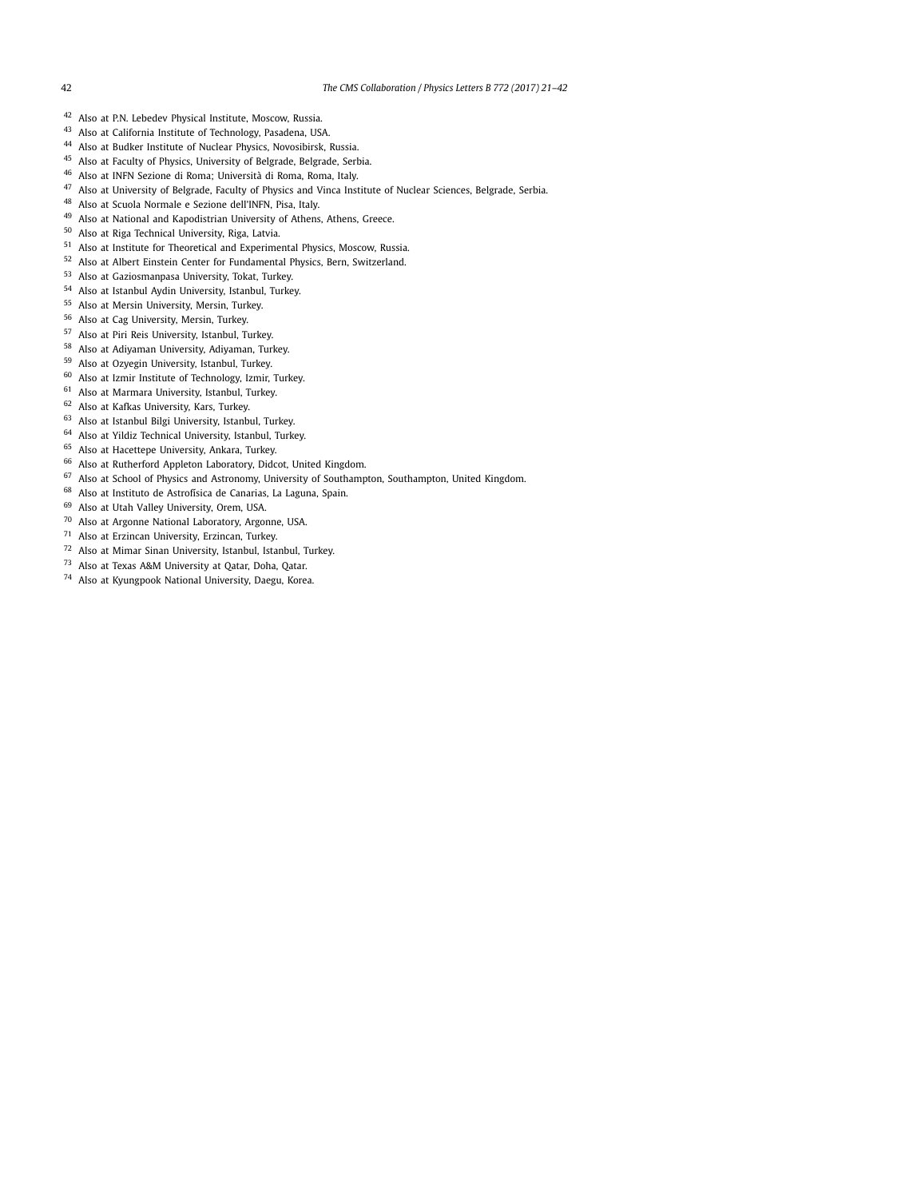[42] Also at P.N. Lebedev Physical Institute, Moscow, Russia.
[43] Also at California Institute of Technology, Pasadena, USA.
[44] Also at Budker Institute of Nuclear Physics, Novosibirsk, Russia.
[45] Also at Faculty of Physics, University of Belgrade, Belgrade, Serbia.
[46] Also at INFN Sezione di Roma; Università di Roma, Roma, Italy.
[47] Also at University of Belgrade, Faculty of Physics and Vinca Institute of Nuclear Sciences, Belgrade, Serbia.
[48] Also at Scuola Normale e Sezione dell'INFN, Pisa, Italy.
[49] Also at National and Kapodistrian University of Athens, Athens, Greece.
[50] Also at Riga Technical University, Riga, Latvia.
[51] Also at Institute for Theoretical and Experimental Physics, Moscow, Russia.
[52] Also at Albert Einstein Center for Fundamental Physics, Bern, Switzerland.
[53] Also at Gaziosmanpasa University, Tokat, Turkey.
[54] Also at Istanbul Aydin University, Istanbul, Turkey.
[55] Also at Mersin University, Mersin, Turkey.
[56] Also at Cag University, Mersin, Turkey.
[57] Also at Piri Reis University, Istanbul, Turkey.
[58] Also at Adiyaman University, Adiyaman, Turkey.
[59] Also at Ozyegin University, Istanbul, Turkey.
[60] Also at Izmir Institute of Technology, Izmir, Turkey.
[61] Also at Marmara University, Istanbul, Turkey.
[62] Also at Kafkas University, Kars, Turkey.
[63] Also at Istanbul Bilgi University, Istanbul, Turkey.
[64] Also at Yildiz Technical University, Istanbul, Turkey.
[65] Also at Hacettepe University, Ankara, Turkey.
[66] Also at Rutherford Appleton Laboratory, Didcot, United Kingdom.
[67] Also at School of Physics and Astronomy, University of Southampton, Southampton, United Kingdom.
[68] Also at Instituto de Astrofísica de Canarias, La Laguna, Spain.
[69] Also at Utah Valley University, Orem, USA.
[70] Also at Argonne National Laboratory, Argonne, USA.
[71] Also at Erzincan University, Erzincan, Turkey.
[72] Also at Mimar Sinan University, Istanbul, Istanbul, Turkey.
[73] Also at Texas A&M University at Qatar, Doha, Qatar.
[74] Also at Kyungpook National University, Daegu, Korea.